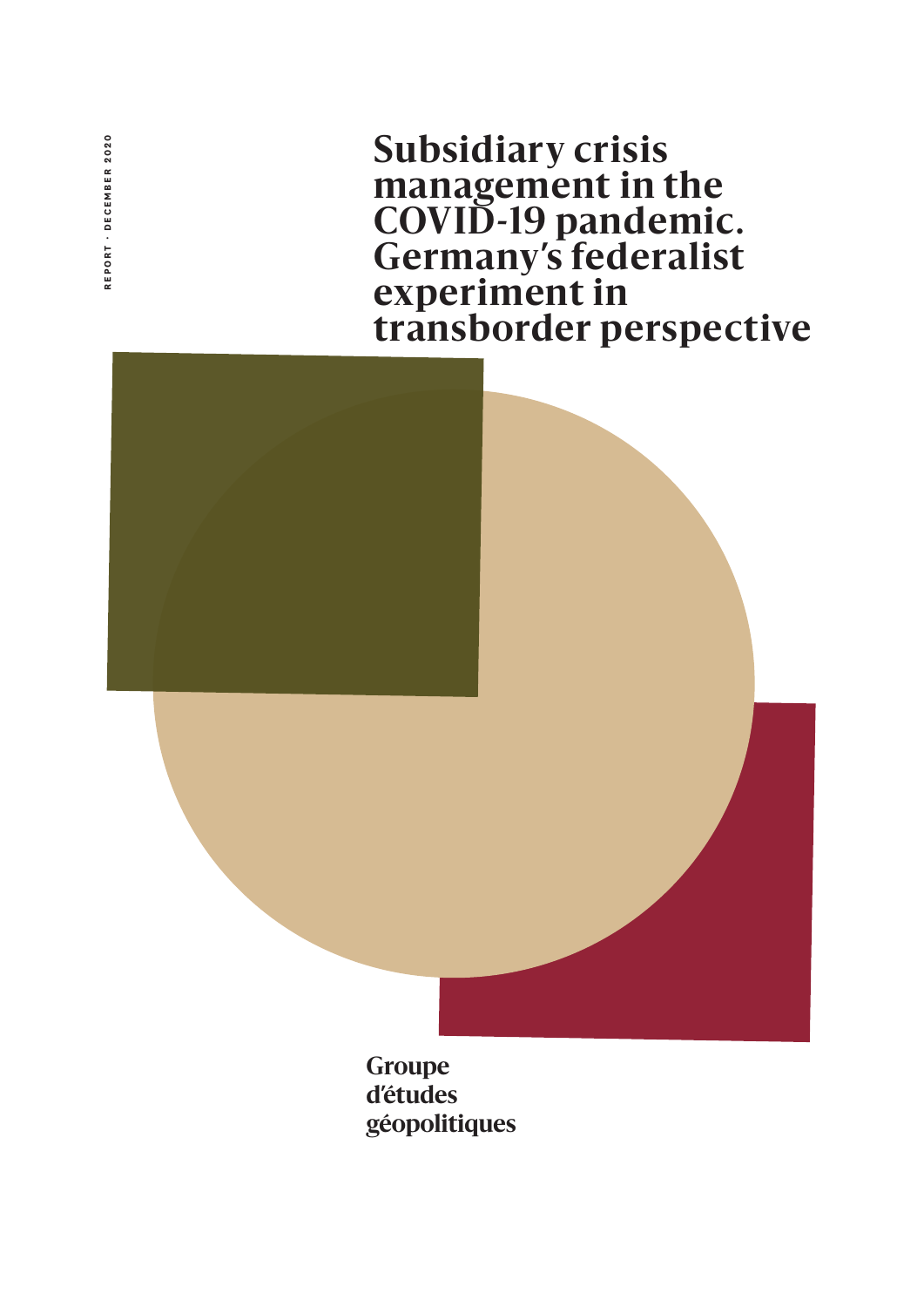REPORT · DECEMBER 2020

# Subsidiary crisis management in the COVID-19 pandemic. Germany's federalist experiment in transborder perspective

Groupe d'études géopolitiques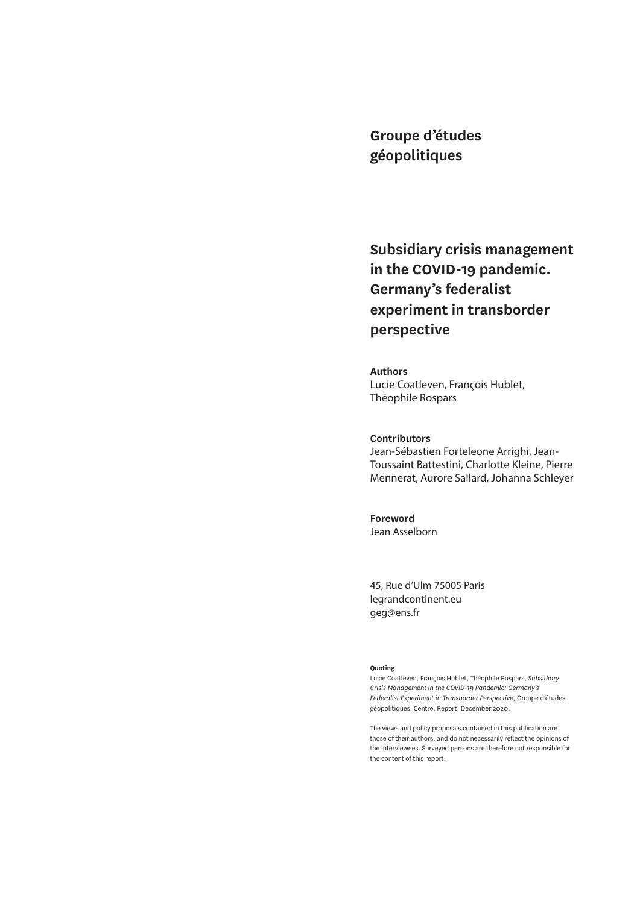**Groupe d'études géopolitiques**

# Subsidiary crisis management in the COVID-19 pandemic. Germany's federalist experiment in transborder perspective

**Authors**
Lucie Coatleven, François Hublet, Théophile Rospars

**Contributors**
Jean-Sébastien Forteleone Arrighi, Jean-Toussaint Battestini, Charlotte Kleine, Pierre Mennerat, Aurore Sallard, Johanna Schleyer

**Foreword**
Jean Asselborn

45, Rue d'Ulm 75005 Paris
legrandcontinent.eu
geg@ens.fr

**Quoting**
Lucie Coatleven, François Hublet, Théophile Rospars, *Subsidiary Crisis Management in the COVID-19 Pandemic: Germany's Federalist Experiment in Transborder Perspective*, Groupe d'études géopolitiques, Centre, Report, December 2020.

The views and policy proposals contained in this publication are those of their authors, and do not necessarily reflect the opinions of the interviewees. Surveyed persons are therefore not responsible for the content of this report.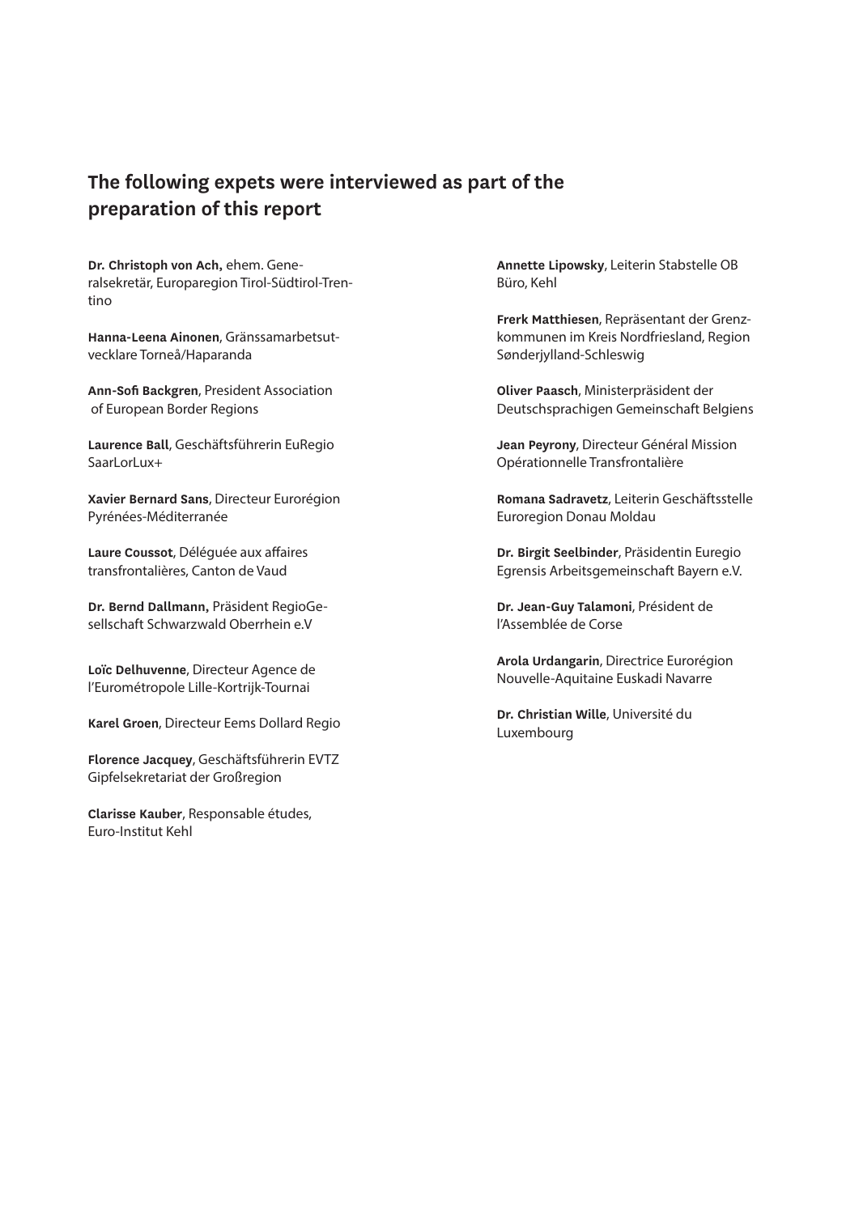## The following expets were interviewed as part of the preparation of this report

**Dr. Christoph von Ach,** ehem. Generalsekretär, Europaregion Tirol-Südtirol-Trentino

**Hanna-Leena Ainonen**, Gränssamarbetsutvecklare Torneå/Haparanda

**Ann-Sofi Backgren**, President Association of European Border Regions

**Laurence Ball**, Geschäftsführerin EuRegio SaarLorLux+

**Xavier Bernard Sans**, Directeur Eurorégion Pyrénées-Méditerranée

**Laure Coussot**, Déléguée aux affaires transfrontalières, Canton de Vaud

**Dr. Bernd Dallmann,** Präsident RegioGesellschaft Schwarzwald Oberrhein e.V

**Loïc Delhuvenne**, Directeur Agence de l'Eurométropole Lille-Kortrijk-Tournai

**Karel Groen**, Directeur Eems Dollard Regio

**Florence Jacquey**, Geschäftsführerin EVTZ Gipfelsekretariat der Großregion

**Clarisse Kauber**, Responsable études, Euro-Institut Kehl

**Annette Lipowsky**, Leiterin Stabstelle OB Büro, Kehl

**Frerk Matthiesen**, Repräsentant der Grenzkommunen im Kreis Nordfriesland, Region Sønderjylland-Schleswig

**Oliver Paasch**, Ministerpräsident der Deutschsprachigen Gemeinschaft Belgiens

**Jean Peyrony**, Directeur Général Mission Opérationnelle Transfrontalière

**Romana Sadravetz**, Leiterin Geschäftsstelle Euroregion Donau Moldau

**Dr. Birgit Seelbinder**, Präsidentin Euregio Egrensis Arbeitsgemeinschaft Bayern e.V.

**Dr. Jean-Guy Talamoni**, Président de l'Assemblée de Corse

**Arola Urdangarin**, Directrice Eurorégion Nouvelle-Aquitaine Euskadi Navarre

**Dr. Christian Wille**, Université du Luxembourg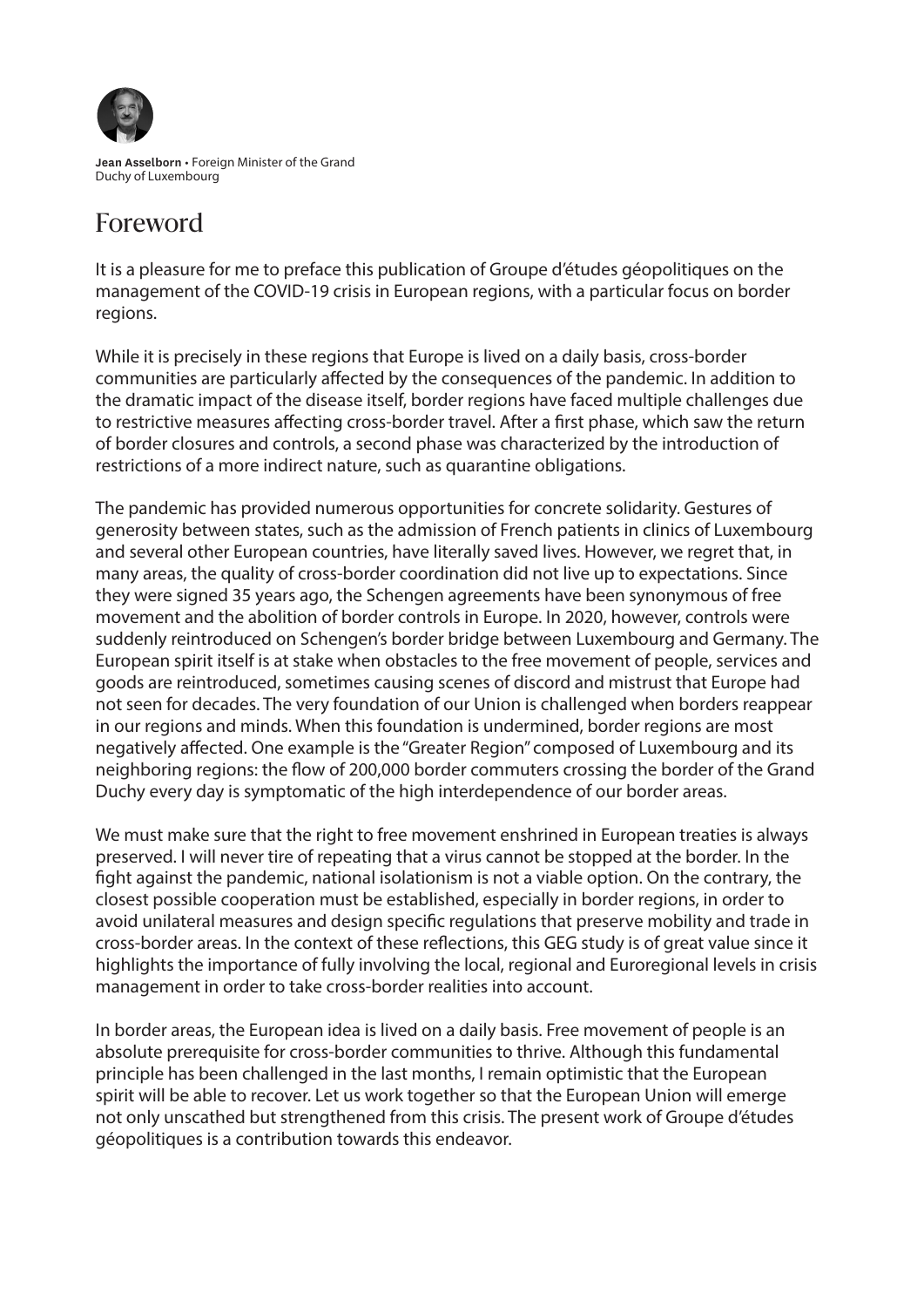**Jean Asselborn** • Foreign Minister of the Grand Duchy of Luxembourg

# Foreword

It is a pleasure for me to preface this publication of Groupe d'études géopolitiques on the management of the COVID-19 crisis in European regions, with a particular focus on border regions.

While it is precisely in these regions that Europe is lived on a daily basis, cross-border communities are particularly affected by the consequences of the pandemic. In addition to the dramatic impact of the disease itself, border regions have faced multiple challenges due to restrictive measures affecting cross-border travel. After a first phase, which saw the return of border closures and controls, a second phase was characterized by the introduction of restrictions of a more indirect nature, such as quarantine obligations.

The pandemic has provided numerous opportunities for concrete solidarity. Gestures of generosity between states, such as the admission of French patients in clinics of Luxembourg and several other European countries, have literally saved lives. However, we regret that, in many areas, the quality of cross-border coordination did not live up to expectations. Since they were signed 35 years ago, the Schengen agreements have been synonymous of free movement and the abolition of border controls in Europe. In 2020, however, controls were suddenly reintroduced on Schengen's border bridge between Luxembourg and Germany. The European spirit itself is at stake when obstacles to the free movement of people, services and goods are reintroduced, sometimes causing scenes of discord and mistrust that Europe had not seen for decades. The very foundation of our Union is challenged when borders reappear in our regions and minds. When this foundation is undermined, border regions are most negatively affected. One example is the "Greater Region" composed of Luxembourg and its neighboring regions: the flow of 200,000 border commuters crossing the border of the Grand Duchy every day is symptomatic of the high interdependence of our border areas.

We must make sure that the right to free movement enshrined in European treaties is always preserved. I will never tire of repeating that a virus cannot be stopped at the border. In the fight against the pandemic, national isolationism is not a viable option. On the contrary, the closest possible cooperation must be established, especially in border regions, in order to avoid unilateral measures and design specific regulations that preserve mobility and trade in cross-border areas. In the context of these reflections, this GEG study is of great value since it highlights the importance of fully involving the local, regional and Euroregional levels in crisis management in order to take cross-border realities into account.

In border areas, the European idea is lived on a daily basis. Free movement of people is an absolute prerequisite for cross-border communities to thrive. Although this fundamental principle has been challenged in the last months, I remain optimistic that the European spirit will be able to recover. Let us work together so that the European Union will emerge not only unscathed but strengthened from this crisis. The present work of Groupe d'études géopolitiques is a contribution towards this endeavor.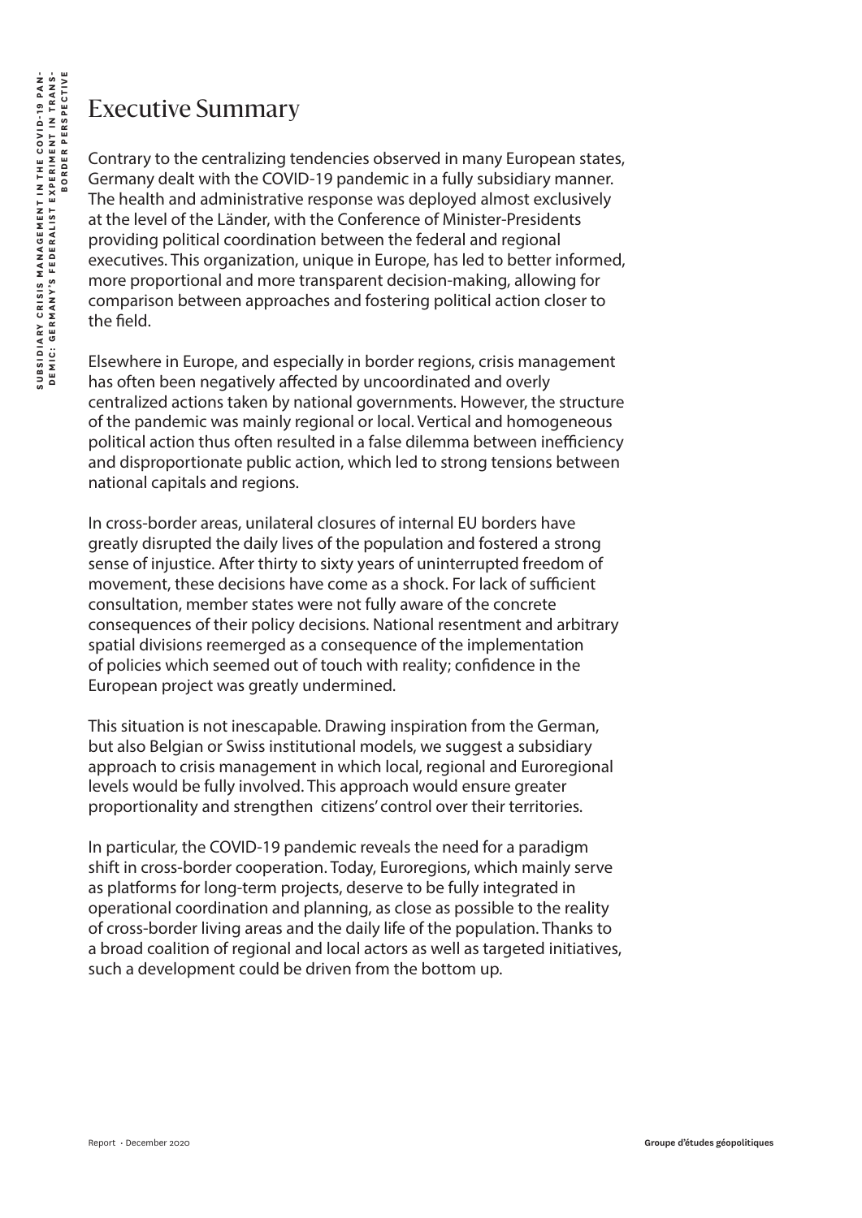# Executive Summary

Contrary to the centralizing tendencies observed in many European states, Germany dealt with the COVID-19 pandemic in a fully subsidiary manner. The health and administrative response was deployed almost exclusively at the level of the Länder, with the Conference of Minister-Presidents providing political coordination between the federal and regional executives. This organization, unique in Europe, has led to better informed, more proportional and more transparent decision-making, allowing for comparison between approaches and fostering political action closer to the field.

Elsewhere in Europe, and especially in border regions, crisis management has often been negatively affected by uncoordinated and overly centralized actions taken by national governments. However, the structure of the pandemic was mainly regional or local. Vertical and homogeneous political action thus often resulted in a false dilemma between inefficiency and disproportionate public action, which led to strong tensions between national capitals and regions.

In cross-border areas, unilateral closures of internal EU borders have greatly disrupted the daily lives of the population and fostered a strong sense of injustice. After thirty to sixty years of uninterrupted freedom of movement, these decisions have come as a shock. For lack of sufficient consultation, member states were not fully aware of the concrete consequences of their policy decisions. National resentment and arbitrary spatial divisions reemerged as a consequence of the implementation of policies which seemed out of touch with reality; confidence in the European project was greatly undermined.

This situation is not inescapable. Drawing inspiration from the German, but also Belgian or Swiss institutional models, we suggest a subsidiary approach to crisis management in which local, regional and Euroregional levels would be fully involved. This approach would ensure greater proportionality and strengthen citizens' control over their territories.

In particular, the COVID-19 pandemic reveals the need for a paradigm shift in cross-border cooperation. Today, Euroregions, which mainly serve as platforms for long-term projects, deserve to be fully integrated in operational coordination and planning, as close as possible to the reality of cross-border living areas and the daily life of the population. Thanks to a broad coalition of regional and local actors as well as targeted initiatives, such a development could be driven from the bottom up.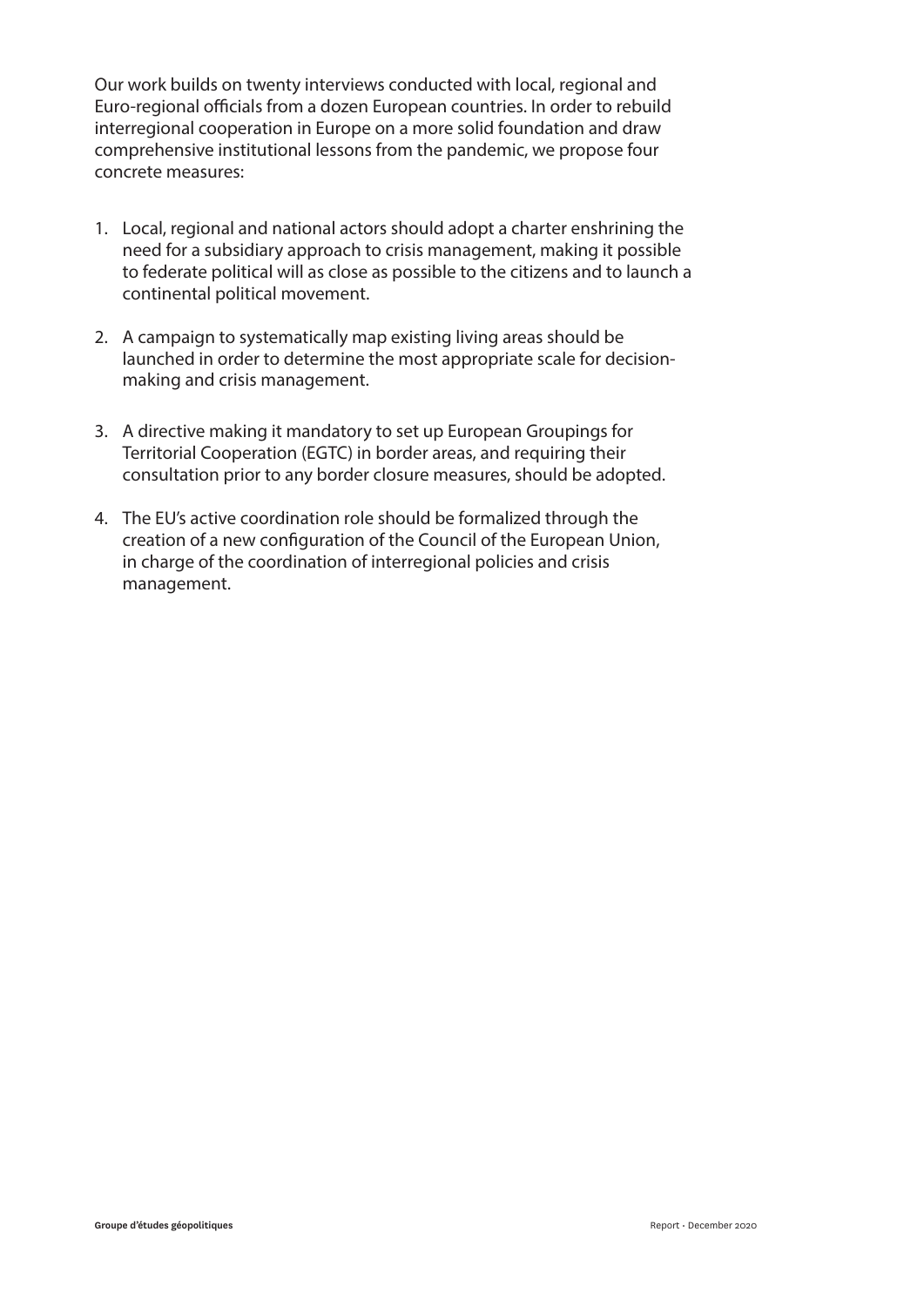Our work builds on twenty interviews conducted with local, regional and Euro-regional officials from a dozen European countries. In order to rebuild interregional cooperation in Europe on a more solid foundation and draw comprehensive institutional lessons from the pandemic, we propose four concrete measures:

1. Local, regional and national actors should adopt a charter enshrining the need for a subsidiary approach to crisis management, making it possible to federate political will as close as possible to the citizens and to launch a continental political movement.

2. A campaign to systematically map existing living areas should be launched in order to determine the most appropriate scale for decision-making and crisis management.

3. A directive making it mandatory to set up European Groupings for Territorial Cooperation (EGTC) in border areas, and requiring their consultation prior to any border closure measures, should be adopted.

4. The EU's active coordination role should be formalized through the creation of a new configuration of the Council of the European Union, in charge of the coordination of interregional policies and crisis management.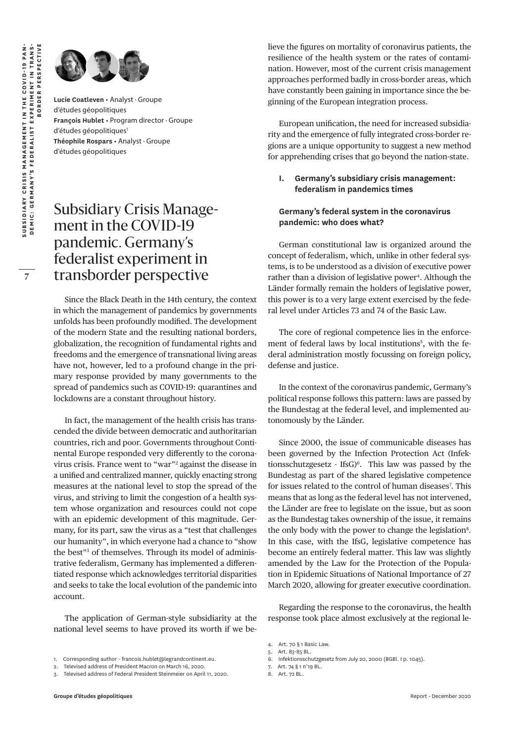**Lucie Coatleven** • Analyst · Groupe d'études géopolitiques
**François Hublet** • Program director · Groupe d'études géopolitiques[1]
**Théophile Rospars** • Analyst · Groupe d'études géopolitiques

# Subsidiary Crisis Management in the COVID-19 pandemic. Germany's federalist experiment in transborder perspective

Since the Black Death in the 14th century, the context in which the management of pandemics by governments unfolds has been profoundly modified. The development of the modern State and the resulting national borders, globalization, the recognition of fundamental rights and freedoms and the emergence of transnational living areas have not, however, led to a profound change in the primary response provided by many governments to the spread of pandemics such as COVID-19: quarantines and lockdowns are a constant throughout history.

In fact, the management of the health crisis has transcended the divide between democratic and authoritarian countries, rich and poor. Governments throughout Continental Europe responded very differently to the coronavirus crisis. France went to "war"[2] against the disease in a unified and centralized manner, quickly enacting strong measures at the national level to stop the spread of the virus, and striving to limit the congestion of a health system whose organization and resources could not cope with an epidemic development of this magnitude. Germany, for its part, saw the virus as a "test that challenges our humanity", in which everyone had a chance to "show the best"[3] of themselves. Through its model of administrative federalism, Germany has implemented a differentiated response which acknowledges territorial disparities and seeks to take the local evolution of the pandemic into account.

The application of German-style subsidiarity at the national level seems to have proved its worth if we believe the figures on mortality of coronavirus patients, the resilience of the health system or the rates of contamination. However, most of the current crisis management approaches performed badly in cross-border areas, which have constantly been gaining in importance since the beginning of the European integration process.

European unification, the need for increased subsidiarity and the emergence of fully integrated cross-border regions are a unique opportunity to suggest a new method for apprehending crises that go beyond the nation-state.

## I. Germany's subsidiary crisis management: federalism in pandemics times

### Germany's federal system in the coronavirus pandemic: who does what?

German constitutional law is organized around the concept of federalism, which, unlike in other federal systems, is to be understood as a division of executive power rather than a division of legislative power[4]. Although the Länder formally remain the holders of legislative power, this power is to a very large extent exercised by the federal level under Articles 73 and 74 of the Basic Law.

The core of regional competence lies in the enforcement of federal laws by local institutions[5], with the federal administration mostly focussing on foreign policy, defense and justice.

In the context of the coronavirus pandemic, Germany's political response follows this pattern: laws are passed by the Bundestag at the federal level, and implemented autonomously by the Länder.

Since 2000, the issue of communicable diseases has been governed by the Infection Protection Act (Infektionsschutzgesetz - IfsG)[6]. This law was passed by the Bundestag as part of the shared legislative competence for issues related to the control of human diseases[7]. This means that as long as the federal level has not intervened, the Länder are free to legislate on the issue, but as soon as the Bundestag takes ownership of the issue, it remains the only body with the power to change the legislation[8]. In this case, with the IfsG, legislative competence has become an entirely federal matter. This law was slightly amended by the Law for the Protection of the Population in Epidemic Situations of National Importance of 27 March 2020, allowing for greater executive coordination.

Regarding the response to the coronavirus, the health response took place almost exclusively at the regional le-

1. Corresponding author - francois.hublet@legrandcontinent.eu.
2. Televised address of President Macron on March 16, 2020.
3. Televised address of Federal President Steinmeier on April 11, 2020.
4. Art. 70 § 1 Basic Law.
5. Art. 83-85 BL.
6. Infektionsschutzgesetz from July 20, 2000 (BGBl. I p. 1045).
7. Art. 74 § 1 n°19 BL.
8. Art. 72 BL.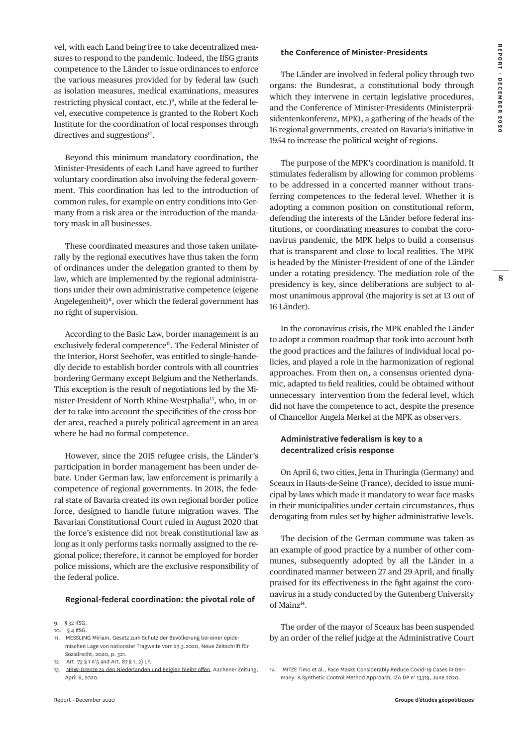vel, with each Land being free to take decentralized measures to respond to the pandemic. Indeed, the IfSG grants competence to the Länder to issue ordinances to enforce the various measures provided for by federal law (such as isolation measures, medical examinations, measures restricting physical contact, etc.)[9], while at the federal level, executive competence is granted to the Robert Koch Institute for the coordination of local responses through directives and suggestions[10].

Beyond this minimum mandatory coordination, the Minister-Presidents of each Land have agreed to further voluntary coordination also involving the federal government. This coordination has led to the introduction of common rules, for example on entry conditions into Germany from a risk area or the introduction of the mandatory mask in all businesses.

These coordinated measures and those taken unilaterally by the regional executives have thus taken the form of ordinances under the delegation granted to them by law, which are implemented by the regional administrations under their own administrative competence (eigene Angelegenheit)[11], over which the federal government has no right of supervision.

According to the Basic Law, border management is an exclusively federal competence[12]. The Federal Minister of the Interior, Horst Seehofer, was entitled to single-handedly decide to establish border controls with all countries bordering Germany except Belgium and the Netherlands. This exception is the result of negotiations led by the Minister-President of North Rhine-Westphalia[13], who, in order to take into account the specificities of the cross-border area, reached a purely political agreement in an area where he had no formal competence.

However, since the 2015 refugee crisis, the Länder's participation in border management has been under debate. Under German law, law enforcement is primarily a competence of regional governments. In 2018, the federal state of Bavaria created its own regional border police force, designed to handle future migration waves. The Bavarian Constitutional Court ruled in August 2020 that the force's existence did not break constitutional law as long as it only performs tasks normally assigned to the regional police; therefore, it cannot be employed for border police missions, which are the exclusive responsibility of the federal police.

### Regional-federal coordination: the pivotal role of the Conference of Minister-Presidents

The Länder are involved in federal policy through two organs: the Bundesrat, a constitutional body through which they intervene in certain legislative procedures, and the Conference of Minister-Presidents (Ministerpräsidentenkonferenz, MPK), a gathering of the heads of the 16 regional governments, created on Bavaria's initiative in 1954 to increase the political weight of regions.

The purpose of the MPK's coordination is manifold. It stimulates federalism by allowing for common problems to be addressed in a concerted manner without transferring competences to the federal level. Whether it is adopting a common position on constitutional reform, defending the interests of the Länder before federal institutions, or coordinating measures to combat the coronavirus pandemic, the MPK helps to build a consensus that is transparent and close to local realities. The MPK is headed by the Minister-President of one of the Länder under a rotating presidency. The mediation role of the presidency is key, since deliberations are subject to almost unanimous approval (the majority is set at 13 out of 16 Länder).

In the coronavirus crisis, the MPK enabled the Länder to adopt a common roadmap that took into account both the good practices and the failures of individual local policies, and played a role in the harmonization of regional approaches. From then on, a consensus oriented dynamic, adapted to field realities, could be obtained without unnecessary intervention from the federal level, which did not have the competence to act, despite the presence of Chancellor Angela Merkel at the MPK as observers.

### Administrative federalism is key to a decentralized crisis response

On April 6, two cities, Jena in Thuringia (Germany) and Sceaux in Hauts-de-Seine (France), decided to issue municipal by-laws which made it mandatory to wear face masks in their municipalities under certain circumstances, thus derogating from rules set by higher administrative levels.

The decision of the German commune was taken as an example of good practice by a number of other communes, subsequently adopted by all the Länder in a coordinated manner between 27 and 29 April, and finally praised for its effectiveness in the fight against the coronavirus in a study conducted by the Gutenberg University of Mainz[14].

The order of the mayor of Sceaux has been suspended by an order of the relief judge at the Administrative Court

---

9. § 32 IfSG.
10. § 4 IfSG.
11. MESSLING Miriam, Gesetz zum Schutz der Bevölkerung bei einer epidemischen Lage von nationaler Tragweite vom 27.3.2020, Neue Zeitschrift für Sozialrecht, 2020, p. 321.
12. Art. 73 § 1 n°5 and Art. 87 § 1, 2) LF.
13. NRW-Grenze zu den Niederlanden und Belgien bleibt offen, Aachener Zeitung, April 6, 2020.
14. MITZE Timo et al., Face Masks Considerably Reduce Covid-19 Cases in Germany: A Synthetic Control Method Approach, IZA DP n° 13319, June 2020.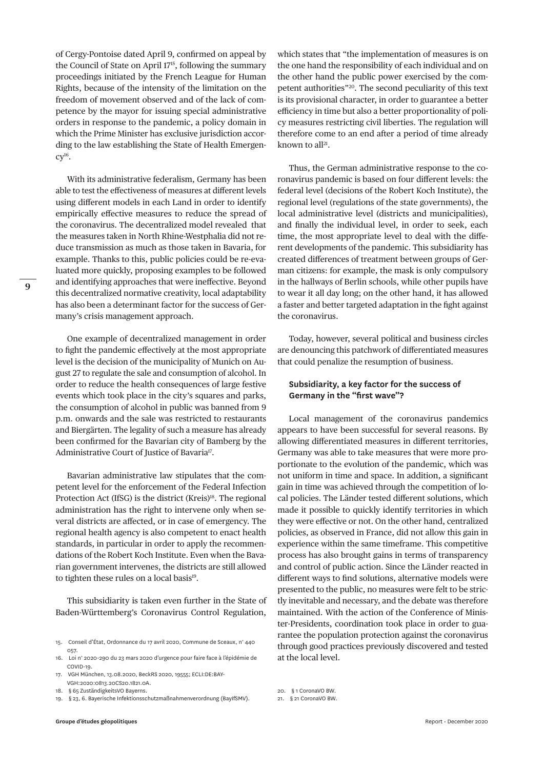of Cergy-Pontoise dated April 9, confirmed on appeal by the Council of State on April 17[15], following the summary proceedings initiated by the French League for Human Rights, because of the intensity of the limitation on the freedom of movement observed and of the lack of competence by the mayor for issuing special administrative orders in response to the pandemic, a policy domain in which the Prime Minister has exclusive jurisdiction according to the law establishing the State of Health Emergency[16].

With its administrative federalism, Germany has been able to test the effectiveness of measures at different levels using different models in each Land in order to identify empirically effective measures to reduce the spread of the coronavirus. The decentralized model revealed that the measures taken in North Rhine-Westphalia did not reduce transmission as much as those taken in Bavaria, for example. Thanks to this, public policies could be re-evaluated more quickly, proposing examples to be followed and identifying approaches that were ineffective. Beyond this decentralized normative creativity, local adaptability has also been a determinant factor for the success of Germany's crisis management approach.

One example of decentralized management in order to fight the pandemic effectively at the most appropriate level is the decision of the municipality of Munich on August 27 to regulate the sale and consumption of alcohol. In order to reduce the health consequences of large festive events which took place in the city's squares and parks, the consumption of alcohol in public was banned from 9 p.m. onwards and the sale was restricted to restaurants and Biergärten. The legality of such a measure has already been confirmed for the Bavarian city of Bamberg by the Administrative Court of Justice of Bavaria[17].

Bavarian administrative law stipulates that the competent level for the enforcement of the Federal Infection Protection Act (IfSG) is the district (Kreis)[18]. The regional administration has the right to intervene only when several districts are affected, or in case of emergency. The regional health agency is also competent to enact health standards, in particular in order to apply the recommendations of the Robert Koch Institute. Even when the Bavarian government intervenes, the districts are still allowed to tighten these rules on a local basis[19].

This subsidiarity is taken even further in the State of Baden-Württemberg's Coronavirus Control Regulation, which states that "the implementation of measures is on the one hand the responsibility of each individual and on the other hand the public power exercised by the competent authorities"[20]. The second peculiarity of this text is its provisional character, in order to guarantee a better efficiency in time but also a better proportionality of policy measures restricting civil liberties. The regulation will therefore come to an end after a period of time already known to all[21].

Thus, the German administrative response to the coronavirus pandemic is based on four different levels: the federal level (decisions of the Robert Koch Institute), the regional level (regulations of the state governments), the local administrative level (districts and municipalities), and finally the individual level, in order to seek, each time, the most appropriate level to deal with the different developments of the pandemic. This subsidiarity has created differences of treatment between groups of German citizens: for example, the mask is only compulsory in the hallways of Berlin schools, while other pupils have to wear it all day long; on the other hand, it has allowed a faster and better targeted adaptation in the fight against the coronavirus.

Today, however, several political and business circles are denouncing this patchwork of differentiated measures that could penalize the resumption of business.

### Subsidiarity, a key factor for the success of Germany in the "first wave"?

Local management of the coronavirus pandemics appears to have been successful for several reasons. By allowing differentiated measures in different territories, Germany was able to take measures that were more proportionate to the evolution of the pandemic, which was not uniform in time and space. In addition, a significant gain in time was achieved through the competition of local policies. The Länder tested different solutions, which made it possible to quickly identify territories in which they were effective or not. On the other hand, centralized policies, as observed in France, did not allow this gain in experience within the same timeframe. This competitive process has also brought gains in terms of transparency and control of public action. Since the Länder reacted in different ways to find solutions, alternative models were presented to the public, no measures were felt to be strictly inevitable and necessary, and the debate was therefore maintained. With the action of the Conference of Minister-Presidents, coordination took place in order to guarantee the population protection against the coronavirus through good practices previously discovered and tested at the local level.

15. Conseil d'État, Ordonnance du 17 avril 2020, Commune de Sceaux, n° 440 057.
16. Loi n° 2020-290 du 23 mars 2020 d'urgence pour faire face à l'épidémie de COVID-19.
17. VGH München, 13.08.2020, BeckRS 2020, 19555; ECLI:DE:BAYVGH:2020:0813.20CS20.1821.0A.
18. § 65 ZuständigkeitsVO Bayerns.
19. § 23, 6. Bayerische Infektionsschutzmaßnahmenverordnung (BayIfSMV).
20. § 1 CoronaVO BW.
21. § 21 CoronaVO BW.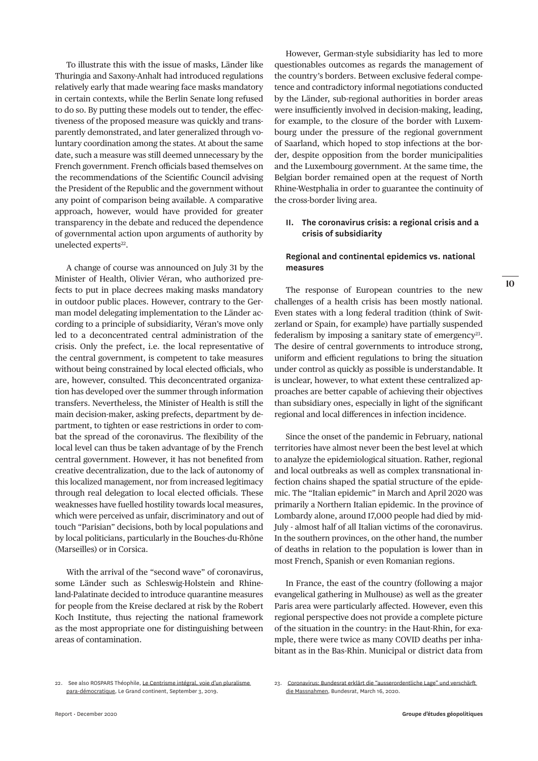To illustrate this with the issue of masks, Länder like Thuringia and Saxony-Anhalt had introduced regulations relatively early that made wearing face masks mandatory in certain contexts, while the Berlin Senate long refused to do so. By putting these models out to tender, the effectiveness of the proposed measure was quickly and transparently demonstrated, and later generalized through voluntary coordination among the states. At about the same date, such a measure was still deemed unnecessary by the French government. French officials based themselves on the recommendations of the Scientific Council advising the President of the Republic and the government without any point of comparison being available. A comparative approach, however, would have provided for greater transparency in the debate and reduced the dependence of governmental action upon arguments of authority by unelected experts[22].

A change of course was announced on July 31 by the Minister of Health, Olivier Véran, who authorized prefects to put in place decrees making masks mandatory in outdoor public places. However, contrary to the German model delegating implementation to the Länder according to a principle of subsidiarity, Véran's move only led to a deconcentrated central administration of the crisis. Only the prefect, i.e. the local representative of the central government, is competent to take measures without being constrained by local elected officials, who are, however, consulted. This deconcentrated organization has developed over the summer through information transfers. Nevertheless, the Minister of Health is still the main decision-maker, asking prefects, department by department, to tighten or ease restrictions in order to combat the spread of the coronavirus. The flexibility of the local level can thus be taken advantage of by the French central government. However, it has not benefited from creative decentralization, due to the lack of autonomy of this localized management, nor from increased legitimacy through real delegation to local elected officials. These weaknesses have fuelled hostility towards local measures, which were perceived as unfair, discriminatory and out of touch "Parisian" decisions, both by local populations and by local politicians, particularly in the Bouches-du-Rhône (Marseilles) or in Corsica.

With the arrival of the "second wave" of coronavirus, some Länder such as Schleswig-Holstein and Rhineland-Palatinate decided to introduce quarantine measures for people from the Kreise declared at risk by the Robert Koch Institute, thus rejecting the national framework as the most appropriate one for distinguishing between areas of contamination.

However, German-style subsidiarity has led to more questionables outcomes as regards the management of the country's borders. Between exclusive federal competence and contradictory informal negotiations conducted by the Länder, sub-regional authorities in border areas were insufficiently involved in decision-making, leading, for example, to the closure of the border with Luxembourg under the pressure of the regional government of Saarland, which hoped to stop infections at the border, despite opposition from the border municipalities and the Luxembourg government. At the same time, the Belgian border remained open at the request of North Rhine-Westphalia in order to guarantee the continuity of the cross-border living area.

## II. The coronavirus crisis: a regional crisis and a crisis of subsidiarity

### Regional and continental epidemics vs. national measures

The response of European countries to the new challenges of a health crisis has been mostly national. Even states with a long federal tradition (think of Switzerland or Spain, for example) have partially suspended federalism by imposing a sanitary state of emergency[23]. The desire of central governments to introduce strong, uniform and efficient regulations to bring the situation under control as quickly as possible is understandable. It is unclear, however, to what extent these centralized approaches are better capable of achieving their objectives than subsidiary ones, especially in light of the significant regional and local differences in infection incidence.

Since the onset of the pandemic in February, national territories have almost never been the best level at which to analyze the epidemiological situation. Rather, regional and local outbreaks as well as complex transnational infection chains shaped the spatial structure of the epidemic. The "Italian epidemic" in March and April 2020 was primarily a Northern Italian epidemic. In the province of Lombardy alone, around 17,000 people had died by mid-July - almost half of all Italian victims of the coronavirus. In the southern provinces, on the other hand, the number of deaths in relation to the population is lower than in most French, Spanish or even Romanian regions.

In France, the east of the country (following a major evangelical gathering in Mulhouse) as well as the greater Paris area were particularly affected. However, even this regional perspective does not provide a complete picture of the situation in the country: in the Haut-Rhin, for example, there were twice as many COVID deaths per inhabitant as in the Bas-Rhin. Municipal or district data from

22. See also ROSPARS Théophile, Le Centrisme intégral, voie d'un pluralisme para-démocratique, Le Grand continent, September 3, 2019.

23. Coronavirus: Bundesrat erklärt die "ausserordentliche Lage" und verschärft die Massnahmen, Bundesrat, March 16, 2020.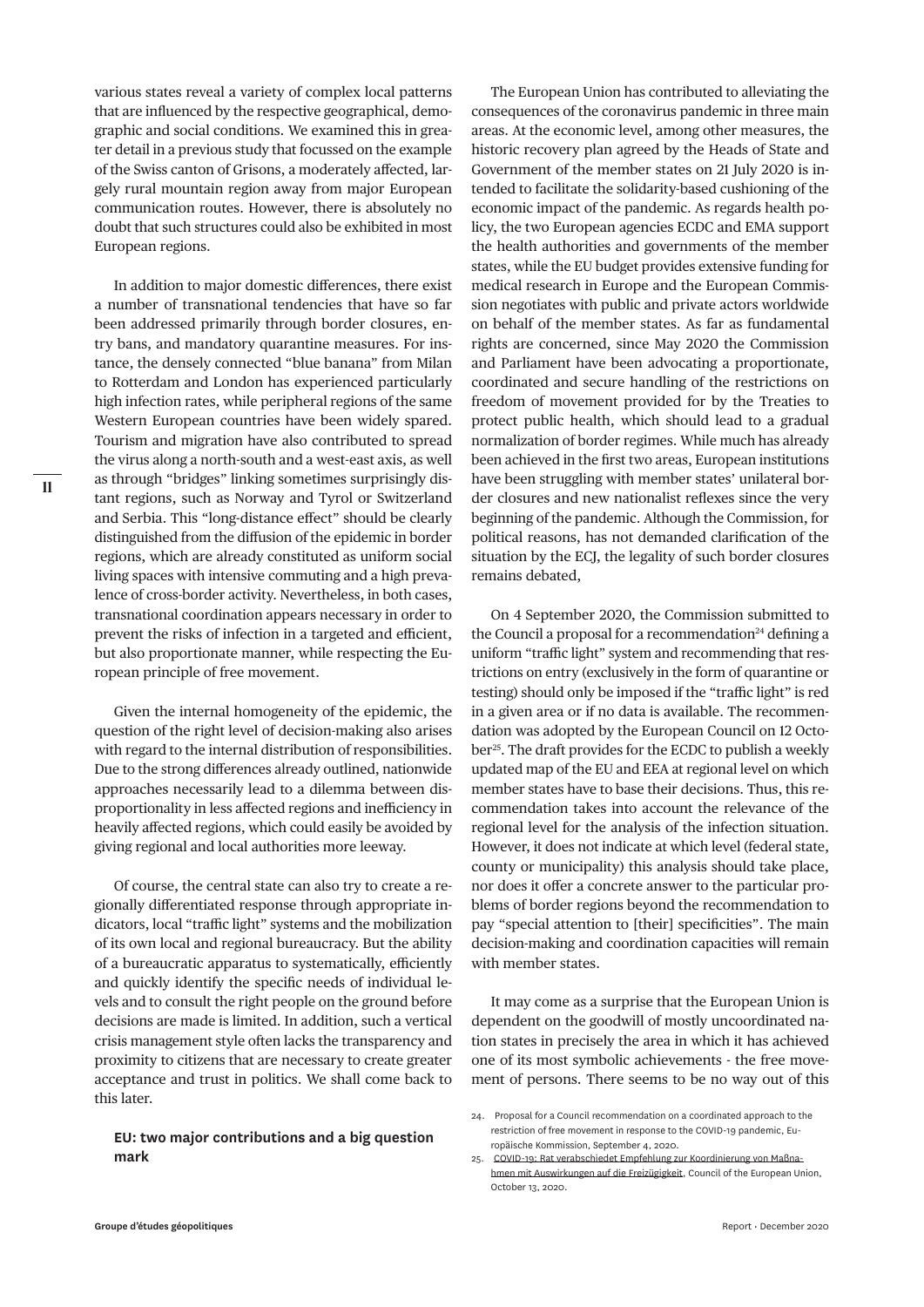various states reveal a variety of complex local patterns that are influenced by the respective geographical, demographic and social conditions. We examined this in greater detail in a previous study that focussed on the example of the Swiss canton of Grisons, a moderately affected, largely rural mountain region away from major European communication routes. However, there is absolutely no doubt that such structures could also be exhibited in most European regions.

In addition to major domestic differences, there exist a number of transnational tendencies that have so far been addressed primarily through border closures, entry bans, and mandatory quarantine measures. For instance, the densely connected "blue banana" from Milan to Rotterdam and London has experienced particularly high infection rates, while peripheral regions of the same Western European countries have been widely spared. Tourism and migration have also contributed to spread the virus along a north-south and a west-east axis, as well as through "bridges" linking sometimes surprisingly distant regions, such as Norway and Tyrol or Switzerland and Serbia. This "long-distance effect" should be clearly distinguished from the diffusion of the epidemic in border regions, which are already constituted as uniform social living spaces with intensive commuting and a high prevalence of cross-border activity. Nevertheless, in both cases, transnational coordination appears necessary in order to prevent the risks of infection in a targeted and efficient, but also proportionate manner, while respecting the European principle of free movement.

Given the internal homogeneity of the epidemic, the question of the right level of decision-making also arises with regard to the internal distribution of responsibilities. Due to the strong differences already outlined, nationwide approaches necessarily lead to a dilemma between disproportionality in less affected regions and inefficiency in heavily affected regions, which could easily be avoided by giving regional and local authorities more leeway.

Of course, the central state can also try to create a regionally differentiated response through appropriate indicators, local "traffic light" systems and the mobilization of its own local and regional bureaucracy. But the ability of a bureaucratic apparatus to systematically, efficiently and quickly identify the specific needs of individual levels and to consult the right people on the ground before decisions are made is limited. In addition, such a vertical crisis management style often lacks the transparency and proximity to citizens that are necessary to create greater acceptance and trust in politics. We shall come back to this later.

### EU: two major contributions and a big question mark

The European Union has contributed to alleviating the consequences of the coronavirus pandemic in three main areas. At the economic level, among other measures, the historic recovery plan agreed by the Heads of State and Government of the member states on 21 July 2020 is intended to facilitate the solidarity-based cushioning of the economic impact of the pandemic. As regards health policy, the two European agencies ECDC and EMA support the health authorities and governments of the member states, while the EU budget provides extensive funding for medical research in Europe and the European Commission negotiates with public and private actors worldwide on behalf of the member states. As far as fundamental rights are concerned, since May 2020 the Commission and Parliament have been advocating a proportionate, coordinated and secure handling of the restrictions on freedom of movement provided for by the Treaties to protect public health, which should lead to a gradual normalization of border regimes. While much has already been achieved in the first two areas, European institutions have been struggling with member states' unilateral border closures and new nationalist reflexes since the very beginning of the pandemic. Although the Commission, for political reasons, has not demanded clarification of the situation by the ECJ, the legality of such border closures remains debated,

On 4 September 2020, the Commission submitted to the Council a proposal for a recommendation[24] defining a uniform "traffic light" system and recommending that restrictions on entry (exclusively in the form of quarantine or testing) should only be imposed if the "traffic light" is red in a given area or if no data is available. The recommendation was adopted by the European Council on 12 October[25]. The draft provides for the ECDC to publish a weekly updated map of the EU and EEA at regional level on which member states have to base their decisions. Thus, this recommendation takes into account the relevance of the regional level for the analysis of the infection situation. However, it does not indicate at which level (federal state, county or municipality) this analysis should take place, nor does it offer a concrete answer to the particular problems of border regions beyond the recommendation to pay "special attention to [their] specificities". The main decision-making and coordination capacities will remain with member states.

It may come as a surprise that the European Union is dependent on the goodwill of mostly uncoordinated nation states in precisely the area in which it has achieved one of its most symbolic achievements - the free movement of persons. There seems to be no way out of this

24. Proposal for a Council recommendation on a coordinated approach to the restriction of free movement in response to the COVID-19 pandemic, Europäische Kommission, September 4, 2020.

25. COVID-19: Rat verabschiedet Empfehlung zur Koordinierung von Maßnahmen mit Auswirkungen auf die Freizügigkeit, Council of the European Union, October 13, 2020.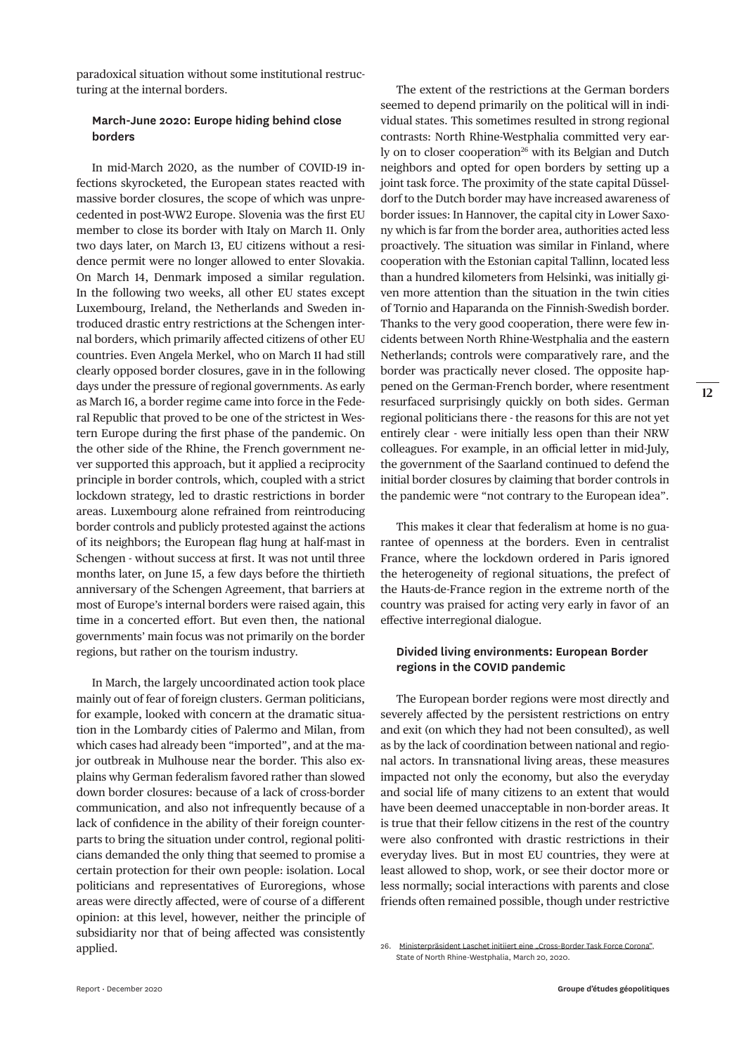paradoxical situation without some institutional restructuring at the internal borders.

### March-June 2020: Europe hiding behind close borders

In mid-March 2020, as the number of COVID-19 infections skyrocketed, the European states reacted with massive border closures, the scope of which was unprecedented in post-WW2 Europe. Slovenia was the first EU member to close its border with Italy on March 11. Only two days later, on March 13, EU citizens without a residence permit were no longer allowed to enter Slovakia. On March 14, Denmark imposed a similar regulation. In the following two weeks, all other EU states except Luxembourg, Ireland, the Netherlands and Sweden introduced drastic entry restrictions at the Schengen internal borders, which primarily affected citizens of other EU countries. Even Angela Merkel, who on March 11 had still clearly opposed border closures, gave in in the following days under the pressure of regional governments. As early as March 16, a border regime came into force in the Federal Republic that proved to be one of the strictest in Western Europe during the first phase of the pandemic. On the other side of the Rhine, the French government never supported this approach, but it applied a reciprocity principle in border controls, which, coupled with a strict lockdown strategy, led to drastic restrictions in border areas. Luxembourg alone refrained from reintroducing border controls and publicly protested against the actions of its neighbors; the European flag hung at half-mast in Schengen - without success at first. It was not until three months later, on June 15, a few days before the thirtieth anniversary of the Schengen Agreement, that barriers at most of Europe's internal borders were raised again, this time in a concerted effort. But even then, the national governments' main focus was not primarily on the border regions, but rather on the tourism industry.

In March, the largely uncoordinated action took place mainly out of fear of foreign clusters. German politicians, for example, looked with concern at the dramatic situation in the Lombardy cities of Palermo and Milan, from which cases had already been "imported", and at the major outbreak in Mulhouse near the border. This also explains why German federalism favored rather than slowed down border closures: because of a lack of cross-border communication, and also not infrequently because of a lack of confidence in the ability of their foreign counterparts to bring the situation under control, regional politicians demanded the only thing that seemed to promise a certain protection for their own people: isolation. Local politicians and representatives of Euroregions, whose areas were directly affected, were of course of a different opinion: at this level, however, neither the principle of subsidiarity nor that of being affected was consistently applied.

The extent of the restrictions at the German borders seemed to depend primarily on the political will in individual states. This sometimes resulted in strong regional contrasts: North Rhine-Westphalia committed very early on to closer cooperation[26] with its Belgian and Dutch neighbors and opted for open borders by setting up a joint task force. The proximity of the state capital Düsseldorf to the Dutch border may have increased awareness of border issues: In Hannover, the capital city in Lower Saxony which is far from the border area, authorities acted less proactively. The situation was similar in Finland, where cooperation with the Estonian capital Tallinn, located less than a hundred kilometers from Helsinki, was initially given more attention than the situation in the twin cities of Tornio and Haparanda on the Finnish-Swedish border. Thanks to the very good cooperation, there were few incidents between North Rhine-Westphalia and the eastern Netherlands; controls were comparatively rare, and the border was practically never closed. The opposite happened on the German-French border, where resentment resurfaced surprisingly quickly on both sides. German regional politicians there - the reasons for this are not yet entirely clear - were initially less open than their NRW colleagues. For example, in an official letter in mid-July, the government of the Saarland continued to defend the initial border closures by claiming that border controls in the pandemic were "not contrary to the European idea".

This makes it clear that federalism at home is no guarantee of openness at the borders. Even in centralist France, where the lockdown ordered in Paris ignored the heterogeneity of regional situations, the prefect of the Hauts-de-France region in the extreme north of the country was praised for acting very early in favor of an effective interregional dialogue.

### Divided living environments: European Border regions in the COVID pandemic

The European border regions were most directly and severely affected by the persistent restrictions on entry and exit (on which they had not been consulted), as well as by the lack of coordination between national and regional actors. In transnational living areas, these measures impacted not only the economy, but also the everyday and social life of many citizens to an extent that would have been deemed unacceptable in non-border areas. It is true that their fellow citizens in the rest of the country were also confronted with drastic restrictions in their everyday lives. But in most EU countries, they were at least allowed to shop, work, or see their doctor more or less normally; social interactions with parents and close friends often remained possible, though under restrictive

26. Ministerpräsident Laschet initiiert eine „Cross-Border Task Force Corona", State of North Rhine-Westphalia, March 20, 2020.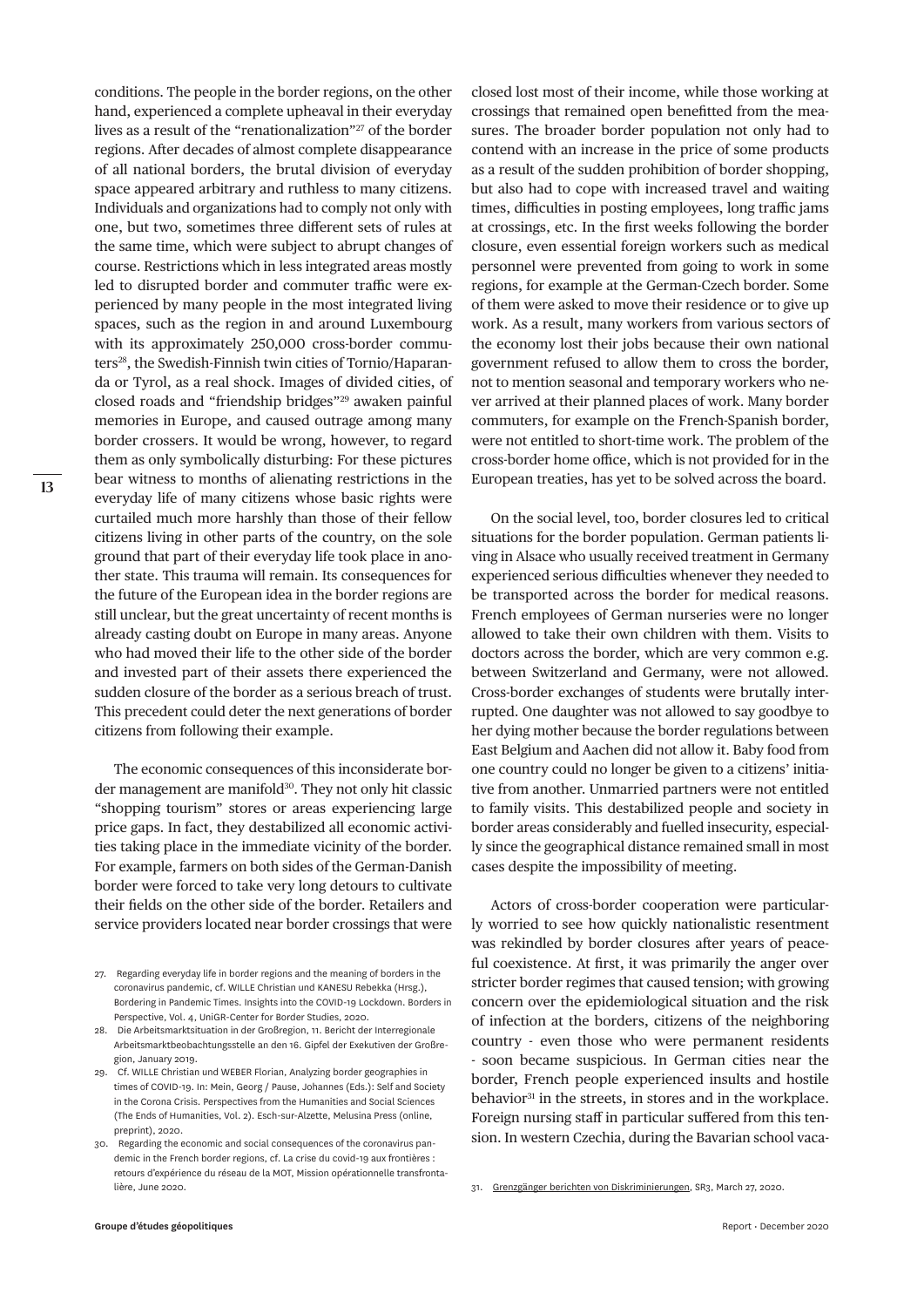conditions. The people in the border regions, on the other hand, experienced a complete upheaval in their everyday lives as a result of the "renationalization"[27] of the border regions. After decades of almost complete disappearance of all national borders, the brutal division of everyday space appeared arbitrary and ruthless to many citizens. Individuals and organizations had to comply not only with one, but two, sometimes three different sets of rules at the same time, which were subject to abrupt changes of course. Restrictions which in less integrated areas mostly led to disrupted border and commuter traffic were experienced by many people in the most integrated living spaces, such as the region in and around Luxembourg with its approximately 250,000 cross-border commuters[28], the Swedish-Finnish twin cities of Tornio/Haparanda or Tyrol, as a real shock. Images of divided cities, of closed roads and "friendship bridges"[29] awaken painful memories in Europe, and caused outrage among many border crossers. It would be wrong, however, to regard them as only symbolically disturbing: For these pictures bear witness to months of alienating restrictions in the everyday life of many citizens whose basic rights were curtailed much more harshly than those of their fellow citizens living in other parts of the country, on the sole ground that part of their everyday life took place in another state. This trauma will remain. Its consequences for the future of the European idea in the border regions are still unclear, but the great uncertainty of recent months is already casting doubt on Europe in many areas. Anyone who had moved their life to the other side of the border and invested part of their assets there experienced the sudden closure of the border as a serious breach of trust. This precedent could deter the next generations of border citizens from following their example.

The economic consequences of this inconsiderate border management are manifold[30]. They not only hit classic "shopping tourism" stores or areas experiencing large price gaps. In fact, they destabilized all economic activities taking place in the immediate vicinity of the border. For example, farmers on both sides of the German-Danish border were forced to take very long detours to cultivate their fields on the other side of the border. Retailers and service providers located near border crossings that were closed lost most of their income, while those working at crossings that remained open benefitted from the measures. The broader border population not only had to contend with an increase in the price of some products as a result of the sudden prohibition of border shopping, but also had to cope with increased travel and waiting times, difficulties in posting employees, long traffic jams at crossings, etc. In the first weeks following the border closure, even essential foreign workers such as medical personnel were prevented from going to work in some regions, for example at the German-Czech border. Some of them were asked to move their residence or to give up work. As a result, many workers from various sectors of the economy lost their jobs because their own national government refused to allow them to cross the border, not to mention seasonal and temporary workers who never arrived at their planned places of work. Many border commuters, for example on the French-Spanish border, were not entitled to short-time work. The problem of the cross-border home office, which is not provided for in the European treaties, has yet to be solved across the board.

On the social level, too, border closures led to critical situations for the border population. German patients living in Alsace who usually received treatment in Germany experienced serious difficulties whenever they needed to be transported across the border for medical reasons. French employees of German nurseries were no longer allowed to take their own children with them. Visits to doctors across the border, which are very common e.g. between Switzerland and Germany, were not allowed. Cross-border exchanges of students were brutally interrupted. One daughter was not allowed to say goodbye to her dying mother because the border regulations between East Belgium and Aachen did not allow it. Baby food from one country could no longer be given to a citizens' initiative from another. Unmarried partners were not entitled to family visits. This destabilized people and society in border areas considerably and fuelled insecurity, especially since the geographical distance remained small in most cases despite the impossibility of meeting.

Actors of cross-border cooperation were particularly worried to see how quickly nationalistic resentment was rekindled by border closures after years of peaceful coexistence. At first, it was primarily the anger over stricter border regimes that caused tension; with growing concern over the epidemiological situation and the risk of infection at the borders, citizens of the neighboring country - even those who were permanent residents - soon became suspicious. In German cities near the border, French people experienced insults and hostile behavior[31] in the streets, in stores and in the workplace. Foreign nursing staff in particular suffered from this tension. In western Czechia, during the Bavarian school vaca-

27. Regarding everyday life in border regions and the meaning of borders in the coronavirus pandemic, cf. WILLE Christian und KANESU Rebekka (Hrsg.), Bordering in Pandemic Times. Insights into the COVID-19 Lockdown. Borders in Perspective, Vol. 4, UniGR-Center for Border Studies, 2020.

28. Die Arbeitsmarktsituation in der Großregion, 11. Bericht der Interregionale Arbeitsmarktbeobachtungsstelle an den 16. Gipfel der Exekutiven der Großregion, January 2019.

29. Cf. WILLE Christian und WEBER Florian, Analyzing border geographies in times of COVID-19. In: Mein, Georg / Pause, Johannes (Eds.): Self and Society in the Corona Crisis. Perspectives from the Humanities and Social Sciences (The Ends of Humanities, Vol. 2). Esch-sur-Alzette, Melusina Press (online, preprint), 2020.

30. Regarding the economic and social consequences of the coronavirus pandemic in the French border regions, cf. La crise du covid-19 aux frontières : retours d'expérience du réseau de la MOT, Mission opérationnelle transfrontalière, June 2020.

31. Grenzgänger berichten von Diskriminierungen, SR3, March 27, 2020.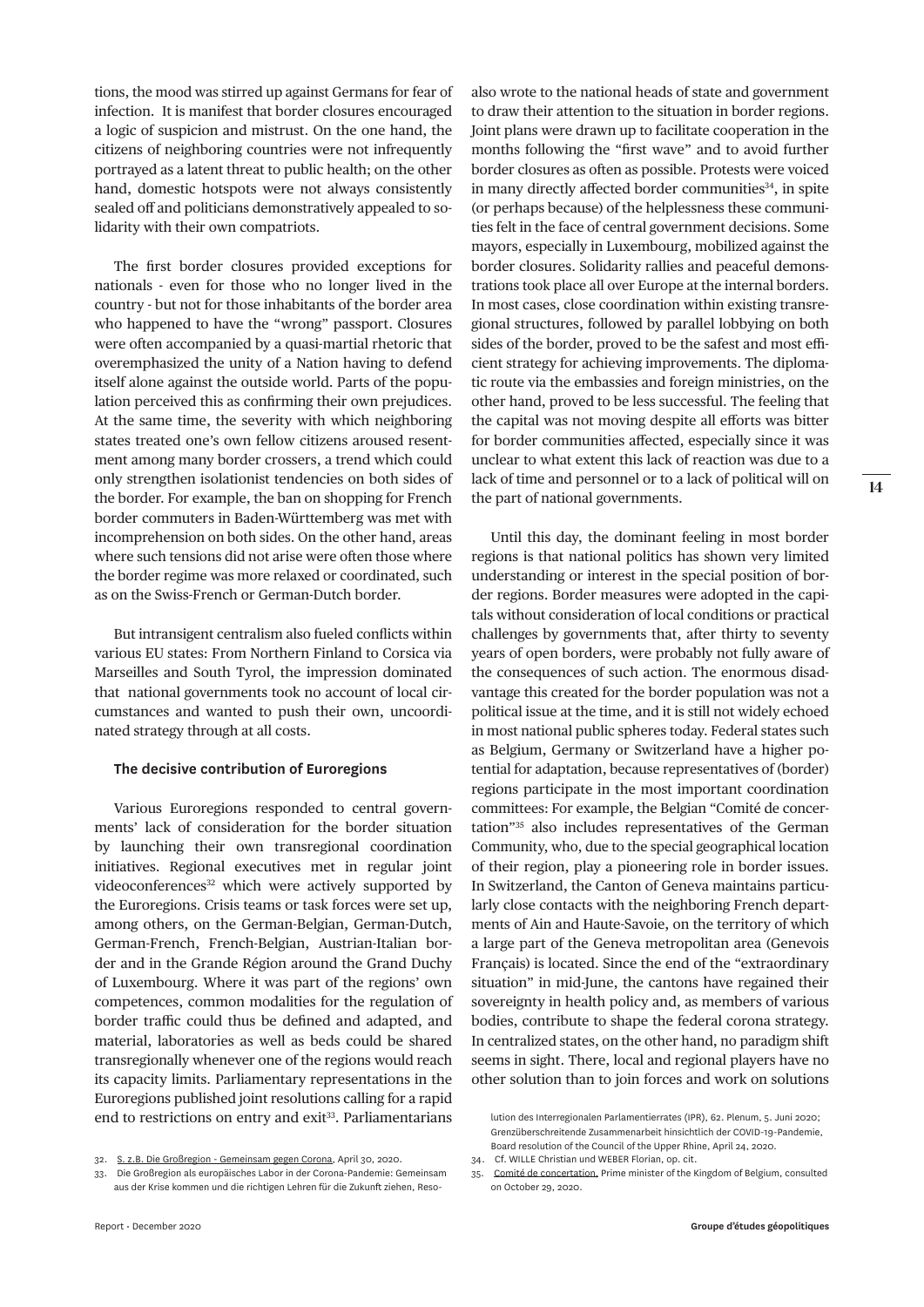tions, the mood was stirred up against Germans for fear of infection. It is manifest that border closures encouraged a logic of suspicion and mistrust. On the one hand, the citizens of neighboring countries were not infrequently portrayed as a latent threat to public health; on the other hand, domestic hotspots were not always consistently sealed off and politicians demonstratively appealed to solidarity with their own compatriots.

The first border closures provided exceptions for nationals - even for those who no longer lived in the country - but not for those inhabitants of the border area who happened to have the "wrong" passport. Closures were often accompanied by a quasi-martial rhetoric that overemphasized the unity of a Nation having to defend itself alone against the outside world. Parts of the population perceived this as confirming their own prejudices. At the same time, the severity with which neighboring states treated one's own fellow citizens aroused resentment among many border crossers, a trend which could only strengthen isolationist tendencies on both sides of the border. For example, the ban on shopping for French border commuters in Baden-Württemberg was met with incomprehension on both sides. On the other hand, areas where such tensions did not arise were often those where the border regime was more relaxed or coordinated, such as on the Swiss-French or German-Dutch border.

But intransigent centralism also fueled conflicts within various EU states: From Northern Finland to Corsica via Marseilles and South Tyrol, the impression dominated that national governments took no account of local circumstances and wanted to push their own, uncoordinated strategy through at all costs.

### The decisive contribution of Euroregions

Various Euroregions responded to central governments' lack of consideration for the border situation by launching their own transregional coordination initiatives. Regional executives met in regular joint videoconferences[32] which were actively supported by the Euroregions. Crisis teams or task forces were set up, among others, on the German-Belgian, German-Dutch, German-French, French-Belgian, Austrian-Italian border and in the Grande Région around the Grand Duchy of Luxembourg. Where it was part of the regions' own competences, common modalities for the regulation of border traffic could thus be defined and adapted, and material, laboratories as well as beds could be shared transregionally whenever one of the regions would reach its capacity limits. Parliamentary representations in the Euroregions published joint resolutions calling for a rapid end to restrictions on entry and exit[33]. Parliamentarians also wrote to the national heads of state and government to draw their attention to the situation in border regions. Joint plans were drawn up to facilitate cooperation in the months following the "first wave" and to avoid further border closures as often as possible. Protests were voiced in many directly affected border communities[34], in spite (or perhaps because) of the helplessness these communities felt in the face of central government decisions. Some mayors, especially in Luxembourg, mobilized against the border closures. Solidarity rallies and peaceful demonstrations took place all over Europe at the internal borders. In most cases, close coordination within existing transregional structures, followed by parallel lobbying on both sides of the border, proved to be the safest and most efficient strategy for achieving improvements. The diplomatic route via the embassies and foreign ministries, on the other hand, proved to be less successful. The feeling that the capital was not moving despite all efforts was bitter for border communities affected, especially since it was unclear to what extent this lack of reaction was due to a lack of time and personnel or to a lack of political will on the part of national governments.

Until this day, the dominant feeling in most border regions is that national politics has shown very limited understanding or interest in the special position of border regions. Border measures were adopted in the capitals without consideration of local conditions or practical challenges by governments that, after thirty to seventy years of open borders, were probably not fully aware of the consequences of such action. The enormous disadvantage this created for the border population was not a political issue at the time, and it is still not widely echoed in most national public spheres today. Federal states such as Belgium, Germany or Switzerland have a higher potential for adaptation, because representatives of (border) regions participate in the most important coordination committees: For example, the Belgian "Comité de concertation"[35] also includes representatives of the German Community, who, due to the special geographical location of their region, play a pioneering role in border issues. In Switzerland, the Canton of Geneva maintains particularly close contacts with the neighboring French departments of Ain and Haute-Savoie, on the territory of which a large part of the Geneva metropolitan area (Genevois Français) is located. Since the end of the "extraordinary situation" in mid-June, the cantons have regained their sovereignty in health policy and, as members of various bodies, contribute to shape the federal corona strategy. In centralized states, on the other hand, no paradigm shift seems in sight. There, local and regional players have no other solution than to join forces and work on solutions

32. S. z.B. Die Großregion - Gemeinsam gegen Corona, April 30, 2020.

33. Die Großregion als europäisches Labor in der Corona-Pandemie: Gemeinsam aus der Krise kommen und die richtigen Lehren für die Zukunft ziehen, Resolution des Interregionalen Parlamentierrates (IPR), 62. Plenum, 5. Juni 2020; Grenzüberschreitende Zusammenarbeit hinsichtlich der COVID-19-Pandemie, Board resolution of the Council of the Upper Rhine, April 24, 2020.

34. Cf. WILLE Christian und WEBER Florian, op. cit.

35. Comité de concertation, Prime minister of the Kingdom of Belgium, consulted on October 29, 2020.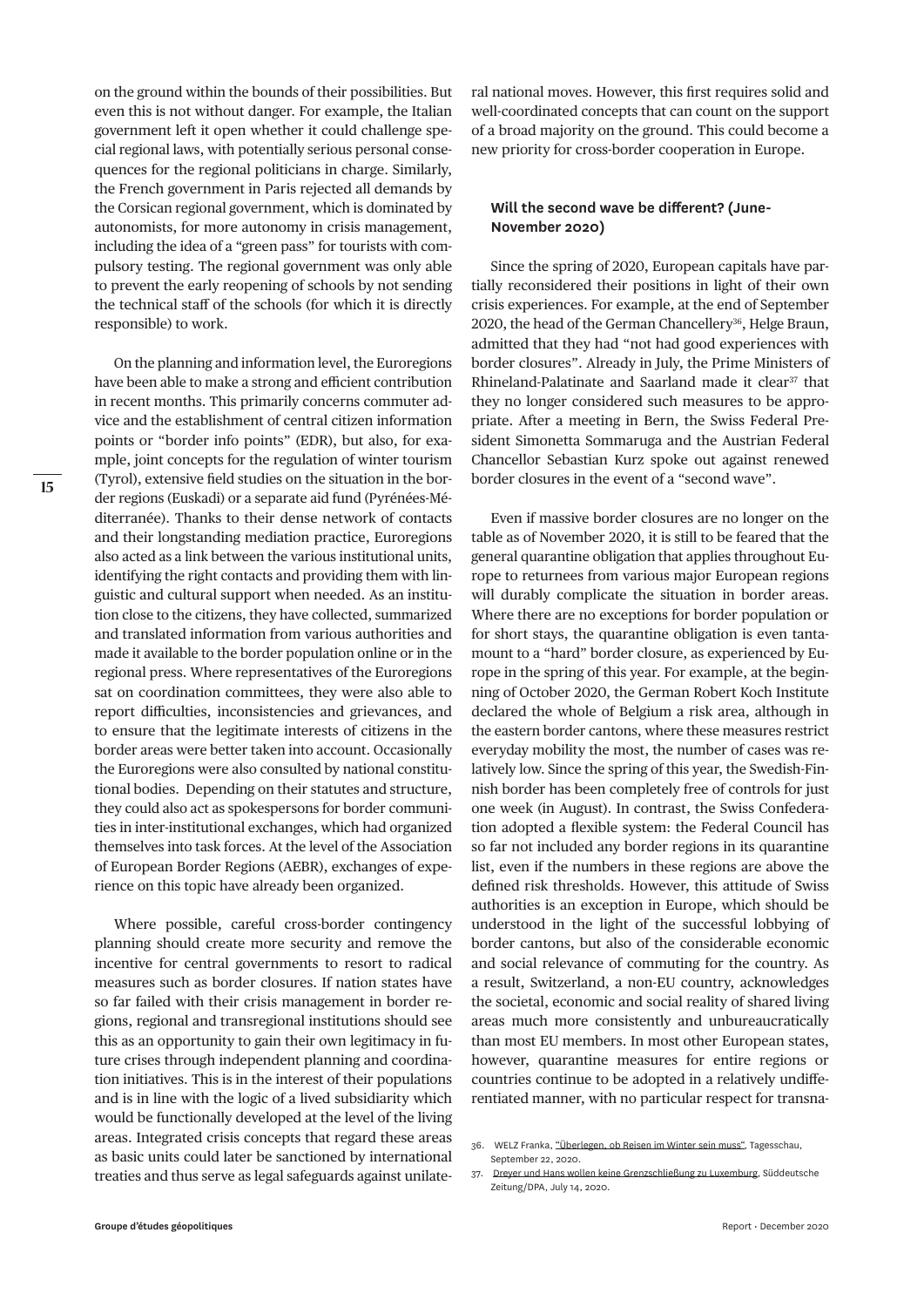on the ground within the bounds of their possibilities. But even this is not without danger. For example, the Italian government left it open whether it could challenge special regional laws, with potentially serious personal consequences for the regional politicians in charge. Similarly, the French government in Paris rejected all demands by the Corsican regional government, which is dominated by autonomists, for more autonomy in crisis management, including the idea of a "green pass" for tourists with compulsory testing. The regional government was only able to prevent the early reopening of schools by not sending the technical staff of the schools (for which it is directly responsible) to work.

On the planning and information level, the Euroregions have been able to make a strong and efficient contribution in recent months. This primarily concerns commuter advice and the establishment of central citizen information points or "border info points" (EDR), but also, for example, joint concepts for the regulation of winter tourism (Tyrol), extensive field studies on the situation in the border regions (Euskadi) or a separate aid fund (Pyrénées-Méditerranée). Thanks to their dense network of contacts and their longstanding mediation practice, Euroregions also acted as a link between the various institutional units, identifying the right contacts and providing them with linguistic and cultural support when needed. As an institution close to the citizens, they have collected, summarized and translated information from various authorities and made it available to the border population online or in the regional press. Where representatives of the Euroregions sat on coordination committees, they were also able to report difficulties, inconsistencies and grievances, and to ensure that the legitimate interests of citizens in the border areas were better taken into account. Occasionally the Euroregions were also consulted by national constitutional bodies. Depending on their statutes and structure, they could also act as spokespersons for border communities in inter-institutional exchanges, which had organized themselves into task forces. At the level of the Association of European Border Regions (AEBR), exchanges of experience on this topic have already been organized.

Where possible, careful cross-border contingency planning should create more security and remove the incentive for central governments to resort to radical measures such as border closures. If nation states have so far failed with their crisis management in border regions, regional and transregional institutions should see this as an opportunity to gain their own legitimacy in future crises through independent planning and coordination initiatives. This is in the interest of their populations and is in line with the logic of a lived subsidiarity which would be functionally developed at the level of the living areas. Integrated crisis concepts that regard these areas as basic units could later be sanctioned by international treaties and thus serve as legal safeguards against unilateral national moves. However, this first requires solid and well-coordinated concepts that can count on the support of a broad majority on the ground. This could become a new priority for cross-border cooperation in Europe.

### Will the second wave be different? (June-November 2020)

Since the spring of 2020, European capitals have partially reconsidered their positions in light of their own crisis experiences. For example, at the end of September 2020, the head of the German Chancellery[36], Helge Braun, admitted that they had "not had good experiences with border closures". Already in July, the Prime Ministers of Rhineland-Palatinate and Saarland made it clear[37] that they no longer considered such measures to be appropriate. After a meeting in Bern, the Swiss Federal President Simonetta Sommaruga and the Austrian Federal Chancellor Sebastian Kurz spoke out against renewed border closures in the event of a "second wave".

Even if massive border closures are no longer on the table as of November 2020, it is still to be feared that the general quarantine obligation that applies throughout Europe to returnees from various major European regions will durably complicate the situation in border areas. Where there are no exceptions for border population or for short stays, the quarantine obligation is even tantamount to a "hard" border closure, as experienced by Europe in the spring of this year. For example, at the beginning of October 2020, the German Robert Koch Institute declared the whole of Belgium a risk area, although in the eastern border cantons, where these measures restrict everyday mobility the most, the number of cases was relatively low. Since the spring of this year, the Swedish-Finnish border has been completely free of controls for just one week (in August). In contrast, the Swiss Confederation adopted a flexible system: the Federal Council has so far not included any border regions in its quarantine list, even if the numbers in these regions are above the defined risk thresholds. However, this attitude of Swiss authorities is an exception in Europe, which should be understood in the light of the successful lobbying of border cantons, but also of the considerable economic and social relevance of commuting for the country. As a result, Switzerland, a non-EU country, acknowledges the societal, economic and social reality of shared living areas much more consistently and unbureaucratically than most EU members. In most other European states, however, quarantine measures for entire regions or countries continue to be adopted in a relatively undifferentiated manner, with no particular respect for transna-

36. WELZ Franka, "Überlegen, ob Reisen im Winter sein muss", Tagesschau, September 22, 2020.
37. Dreyer und Hans wollen keine Grenzschließung zu Luxemburg, Süddeutsche Zeitung/DPA, July 14, 2020.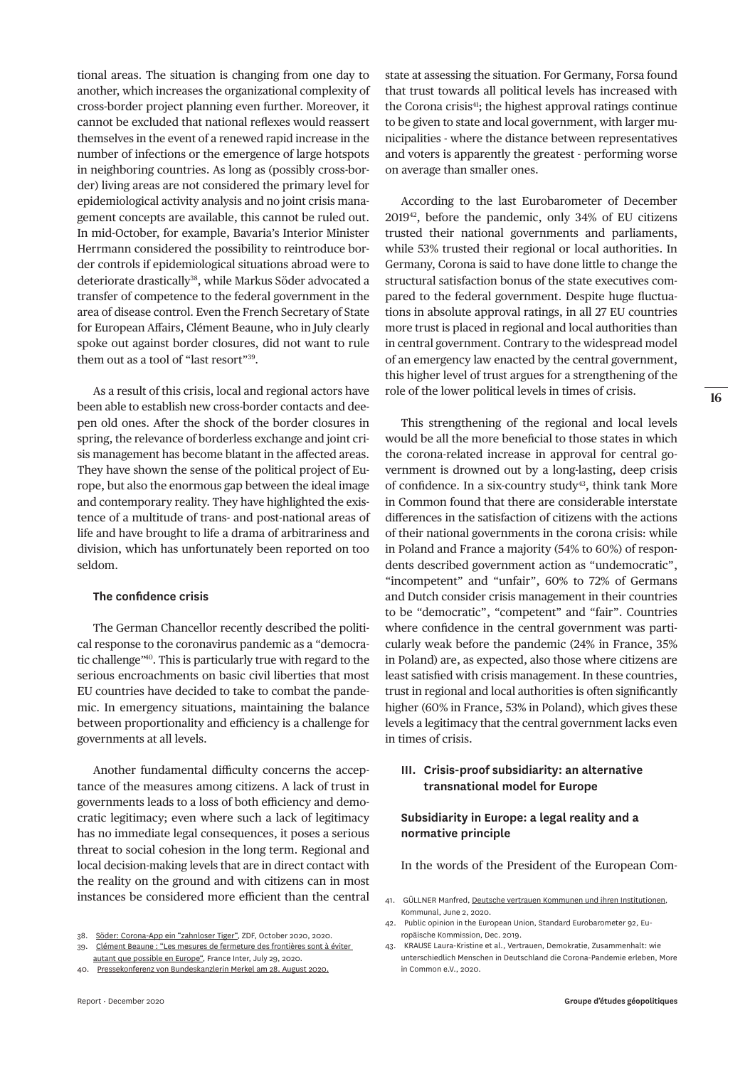tional areas. The situation is changing from one day to another, which increases the organizational complexity of cross-border project planning even further. Moreover, it cannot be excluded that national reflexes would reassert themselves in the event of a renewed rapid increase in the number of infections or the emergence of large hotspots in neighboring countries. As long as (possibly cross-border) living areas are not considered the primary level for epidemiological activity analysis and no joint crisis management concepts are available, this cannot be ruled out. In mid-October, for example, Bavaria's Interior Minister Herrmann considered the possibility to reintroduce border controls if epidemiological situations abroad were to deteriorate drastically[38], while Markus Söder advocated a transfer of competence to the federal government in the area of disease control. Even the French Secretary of State for European Affairs, Clément Beaune, who in July clearly spoke out against border closures, did not want to rule them out as a tool of "last resort"[39].

As a result of this crisis, local and regional actors have been able to establish new cross-border contacts and deepen old ones. After the shock of the border closures in spring, the relevance of borderless exchange and joint crisis management has become blatant in the affected areas. They have shown the sense of the political project of Europe, but also the enormous gap between the ideal image and contemporary reality. They have highlighted the existence of a multitude of trans- and post-national areas of life and have brought to life a drama of arbitrariness and division, which has unfortunately been reported on too seldom.

#### The confidence crisis

The German Chancellor recently described the political response to the coronavirus pandemic as a "democratic challenge"[40]. This is particularly true with regard to the serious encroachments on basic civil liberties that most EU countries have decided to take to combat the pandemic. In emergency situations, maintaining the balance between proportionality and efficiency is a challenge for governments at all levels.

Another fundamental difficulty concerns the acceptance of the measures among citizens. A lack of trust in governments leads to a loss of both efficiency and democratic legitimacy; even where such a lack of legitimacy has no immediate legal consequences, it poses a serious threat to social cohesion in the long term. Regional and local decision-making levels that are in direct contact with the reality on the ground and with citizens can in most instances be considered more efficient than the central state at assessing the situation. For Germany, Forsa found that trust towards all political levels has increased with the Corona crisis[41]; the highest approval ratings continue to be given to state and local government, with larger municipalities - where the distance between representatives and voters is apparently the greatest - performing worse on average than smaller ones.

According to the last Eurobarometer of December 2019[42], before the pandemic, only 34% of EU citizens trusted their national governments and parliaments, while 53% trusted their regional or local authorities. In Germany, Corona is said to have done little to change the structural satisfaction bonus of the state executives compared to the federal government. Despite huge fluctuations in absolute approval ratings, in all 27 EU countries more trust is placed in regional and local authorities than in central government. Contrary to the widespread model of an emergency law enacted by the central government, this higher level of trust argues for a strengthening of the role of the lower political levels in times of crisis.

This strengthening of the regional and local levels would be all the more beneficial to those states in which the corona-related increase in approval for central government is drowned out by a long-lasting, deep crisis of confidence. In a six-country study[43], think tank More in Common found that there are considerable interstate differences in the satisfaction of citizens with the actions of their national governments in the corona crisis: while in Poland and France a majority (54% to 60%) of respondents described government action as "undemocratic", "incompetent" and "unfair", 60% to 72% of Germans and Dutch consider crisis management in their countries to be "democratic", "competent" and "fair". Countries where confidence in the central government was particularly weak before the pandemic (24% in France, 35% in Poland) are, as expected, also those where citizens are least satisfied with crisis management. In these countries, trust in regional and local authorities is often significantly higher (60% in France, 53% in Poland), which gives these levels a legitimacy that the central government lacks even in times of crisis.

## III. Crisis-proof subsidiarity: an alternative transnational model for Europe

#### Subsidiarity in Europe: a legal reality and a normative principle

In the words of the President of the European Com-

---

38. Söder: Corona-App ein "zahnloser Tiger", ZDF, October 2020, 2020.
39. Clément Beaune : "Les mesures de fermeture des frontières sont à éviter autant que possible en Europe", France Inter, July 29, 2020.
40. Pressekonferenz von Bundeskanzlerin Merkel am 28. August 2020.
41. GÜLLNER Manfred, Deutsche vertrauen Kommunen und ihren Institutionen, Kommunal, June 2, 2020.
42. Public opinion in the European Union, Standard Eurobarometer 92, Europäische Kommission, Dec. 2019.
43. KRAUSE Laura-Kristine et al., Vertrauen, Demokratie, Zusammenhalt: wie unterschiedlich Menschen in Deutschland die Corona-Pandemie erleben, More in Common e.V., 2020.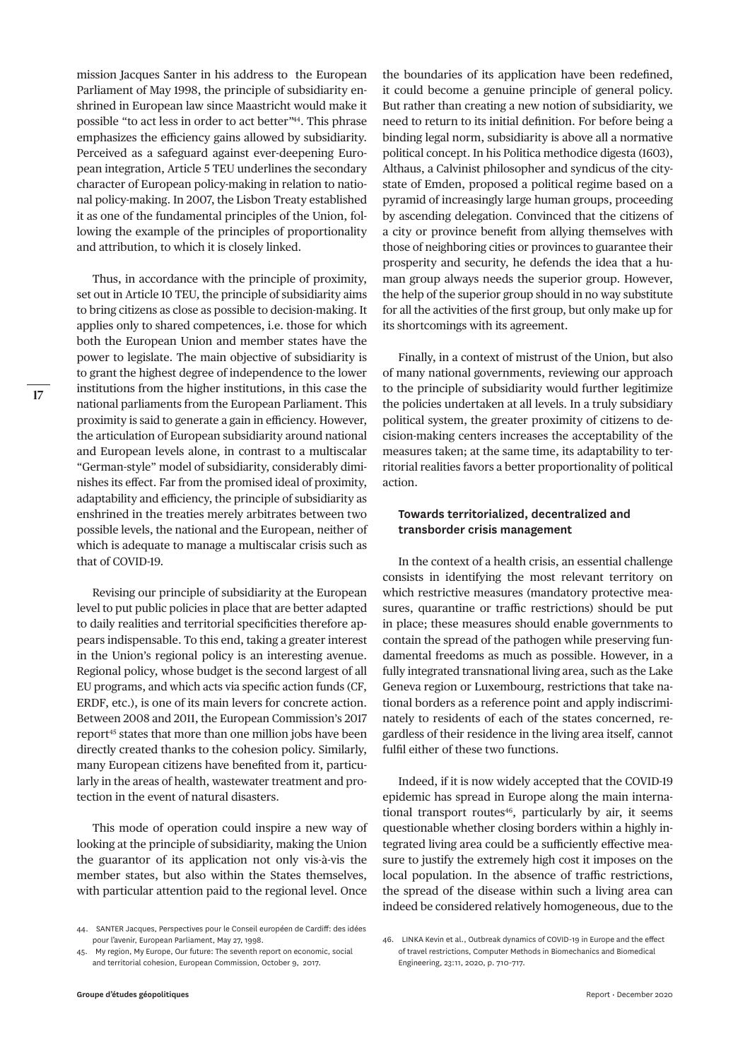mission Jacques Santer in his address to the European Parliament of May 1998, the principle of subsidiarity enshrined in European law since Maastricht would make it possible "to act less in order to act better"[44]. This phrase emphasizes the efficiency gains allowed by subsidiarity. Perceived as a safeguard against ever-deepening European integration, Article 5 TEU underlines the secondary character of European policy-making in relation to national policy-making. In 2007, the Lisbon Treaty established it as one of the fundamental principles of the Union, following the example of the principles of proportionality and attribution, to which it is closely linked.

Thus, in accordance with the principle of proximity, set out in Article 10 TEU, the principle of subsidiarity aims to bring citizens as close as possible to decision-making. It applies only to shared competences, i.e. those for which both the European Union and member states have the power to legislate. The main objective of subsidiarity is to grant the highest degree of independence to the lower institutions from the higher institutions, in this case the national parliaments from the European Parliament. This proximity is said to generate a gain in efficiency. However, the articulation of European subsidiarity around national and European levels alone, in contrast to a multiscalar "German-style" model of subsidiarity, considerably diminishes its effect. Far from the promised ideal of proximity, adaptability and efficiency, the principle of subsidiarity as enshrined in the treaties merely arbitrates between two possible levels, the national and the European, neither of which is adequate to manage a multiscalar crisis such as that of COVID-19.

Revising our principle of subsidiarity at the European level to put public policies in place that are better adapted to daily realities and territorial specificities therefore appears indispensable. To this end, taking a greater interest in the Union's regional policy is an interesting avenue. Regional policy, whose budget is the second largest of all EU programs, and which acts via specific action funds (CF, ERDF, etc.), is one of its main levers for concrete action. Between 2008 and 2011, the European Commission's 2017 report[45] states that more than one million jobs have been directly created thanks to the cohesion policy. Similarly, many European citizens have benefited from it, particularly in the areas of health, wastewater treatment and protection in the event of natural disasters.

This mode of operation could inspire a new way of looking at the principle of subsidiarity, making the Union the guarantor of its application not only vis-à-vis the member states, but also within the States themselves, with particular attention paid to the regional level. Once the boundaries of its application have been redefined, it could become a genuine principle of general policy. But rather than creating a new notion of subsidiarity, we need to return to its initial definition. For before being a binding legal norm, subsidiarity is above all a normative political concept. In his Politica methodice digesta (1603), Althaus, a Calvinist philosopher and syndicus of the city-state of Emden, proposed a political regime based on a pyramid of increasingly large human groups, proceeding by ascending delegation. Convinced that the citizens of a city or province benefit from allying themselves with those of neighboring cities or provinces to guarantee their prosperity and security, he defends the idea that a human group always needs the superior group. However, the help of the superior group should in no way substitute for all the activities of the first group, but only make up for its shortcomings with its agreement.

Finally, in a context of mistrust of the Union, but also of many national governments, reviewing our approach to the principle of subsidiarity would further legitimize the policies undertaken at all levels. In a truly subsidiary political system, the greater proximity of citizens to decision-making centers increases the acceptability of the measures taken; at the same time, its adaptability to territorial realities favors a better proportionality of political action.

### Towards territorialized, decentralized and transborder crisis management

In the context of a health crisis, an essential challenge consists in identifying the most relevant territory on which restrictive measures (mandatory protective measures, quarantine or traffic restrictions) should be put in place; these measures should enable governments to contain the spread of the pathogen while preserving fundamental freedoms as much as possible. However, in a fully integrated transnational living area, such as the Lake Geneva region or Luxembourg, restrictions that take national borders as a reference point and apply indiscriminately to residents of each of the states concerned, regardless of their residence in the living area itself, cannot fulfil either of these two functions.

Indeed, if it is now widely accepted that the COVID-19 epidemic has spread in Europe along the main international transport routes[46], particularly by air, it seems questionable whether closing borders within a highly integrated living area could be a sufficiently effective measure to justify the extremely high cost it imposes on the local population. In the absence of traffic restrictions, the spread of the disease within such a living area can indeed be considered relatively homogeneous, due to the

44. SANTER Jacques, Perspectives pour le Conseil européen de Cardiff: des idées pour l'avenir, European Parliament, May 27, 1998.

45. My region, My Europe, Our future: The seventh report on economic, social and territorial cohesion, European Commission, October 9, 2017.

46. LINKA Kevin et al., Outbreak dynamics of COVID-19 in Europe and the effect of travel restrictions, Computer Methods in Biomechanics and Biomedical Engineering, 23:11, 2020, p. 710-717.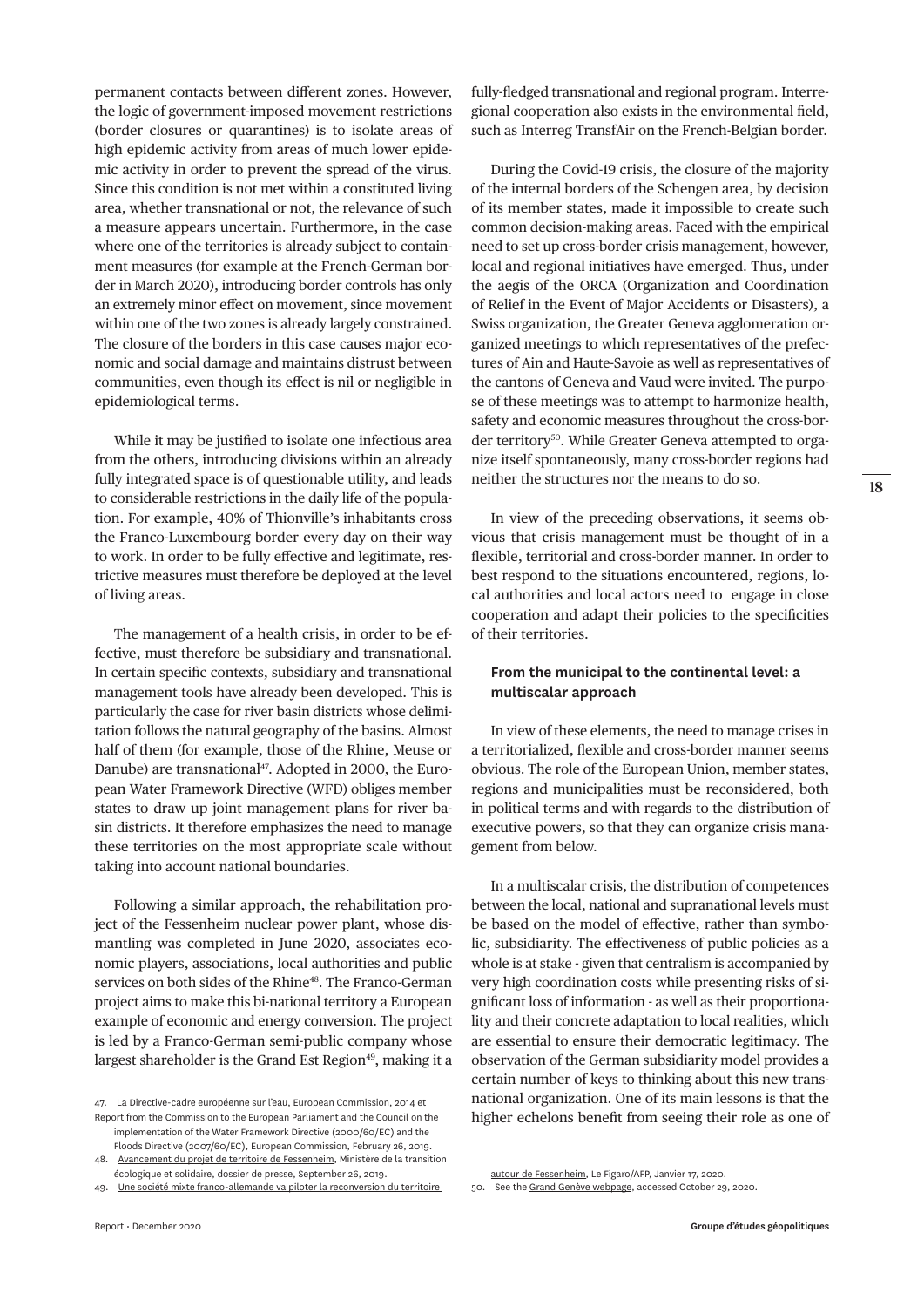permanent contacts between different zones. However, the logic of government-imposed movement restrictions (border closures or quarantines) is to isolate areas of high epidemic activity from areas of much lower epidemic activity in order to prevent the spread of the virus. Since this condition is not met within a constituted living area, whether transnational or not, the relevance of such a measure appears uncertain. Furthermore, in the case where one of the territories is already subject to containment measures (for example at the French-German border in March 2020), introducing border controls has only an extremely minor effect on movement, since movement within one of the two zones is already largely constrained. The closure of the borders in this case causes major economic and social damage and maintains distrust between communities, even though its effect is nil or negligible in epidemiological terms.

While it may be justified to isolate one infectious area from the others, introducing divisions within an already fully integrated space is of questionable utility, and leads to considerable restrictions in the daily life of the population. For example, 40% of Thionville's inhabitants cross the Franco-Luxembourg border every day on their way to work. In order to be fully effective and legitimate, restrictive measures must therefore be deployed at the level of living areas.

The management of a health crisis, in order to be effective, must therefore be subsidiary and transnational. In certain specific contexts, subsidiary and transnational management tools have already been developed. This is particularly the case for river basin districts whose delimitation follows the natural geography of the basins. Almost half of them (for example, those of the Rhine, Meuse or Danube) are transnational[47]. Adopted in 2000, the European Water Framework Directive (WFD) obliges member states to draw up joint management plans for river basin districts. It therefore emphasizes the need to manage these territories on the most appropriate scale without taking into account national boundaries.

Following a similar approach, the rehabilitation project of the Fessenheim nuclear power plant, whose dismantling was completed in June 2020, associates economic players, associations, local authorities and public services on both sides of the Rhine[48]. The Franco-German project aims to make this bi-national territory a European example of economic and energy conversion. The project is led by a Franco-German semi-public company whose largest shareholder is the Grand Est Region[49], making it a fully-fledged transnational and regional program. Interregional cooperation also exists in the environmental field, such as Interreg TransfAir on the French-Belgian border.

During the Covid-19 crisis, the closure of the majority of the internal borders of the Schengen area, by decision of its member states, made it impossible to create such common decision-making areas. Faced with the empirical need to set up cross-border crisis management, however, local and regional initiatives have emerged. Thus, under the aegis of the ORCA (Organization and Coordination of Relief in the Event of Major Accidents or Disasters), a Swiss organization, the Greater Geneva agglomeration organized meetings to which representatives of the prefectures of Ain and Haute-Savoie as well as representatives of the cantons of Geneva and Vaud were invited. The purpose of these meetings was to attempt to harmonize health, safety and economic measures throughout the cross-border territory[50]. While Greater Geneva attempted to organize itself spontaneously, many cross-border regions had neither the structures nor the means to do so.

In view of the preceding observations, it seems obvious that crisis management must be thought of in a flexible, territorial and cross-border manner. In order to best respond to the situations encountered, regions, local authorities and local actors need to engage in close cooperation and adapt their policies to the specificities of their territories.

### From the municipal to the continental level: a multiscalar approach

In view of these elements, the need to manage crises in a territorialized, flexible and cross-border manner seems obvious. The role of the European Union, member states, regions and municipalities must be reconsidered, both in political terms and with regards to the distribution of executive powers, so that they can organize crisis management from below.

In a multiscalar crisis, the distribution of competences between the local, national and supranational levels must be based on the model of effective, rather than symbolic, subsidiarity. The effectiveness of public policies as a whole is at stake - given that centralism is accompanied by very high coordination costs while presenting risks of significant loss of information - as well as their proportionality and their concrete adaptation to local realities, which are essential to ensure their democratic legitimacy. The observation of the German subsidiarity model provides a certain number of keys to thinking about this new transnational organization. One of its main lessons is that the higher echelons benefit from seeing their role as one of

47. La Directive-cadre européenne sur l'eau, European Commission, 2014 et Report from the Commission to the European Parliament and the Council on the implementation of the Water Framework Directive (2000/60/EC) and the Floods Directive (2007/60/EC), European Commission, February 26, 2019.
48. Avancement du projet de territoire de Fessenheim, Ministère de la transition écologique et solidaire, dossier de presse, September 26, 2019.
49. Une société mixte franco-allemande va piloter la reconversion du territoire autour de Fessenheim, Le Figaro/AFP, Janvier 17, 2020.
50. See the Grand Genève webpage, accessed October 29, 2020.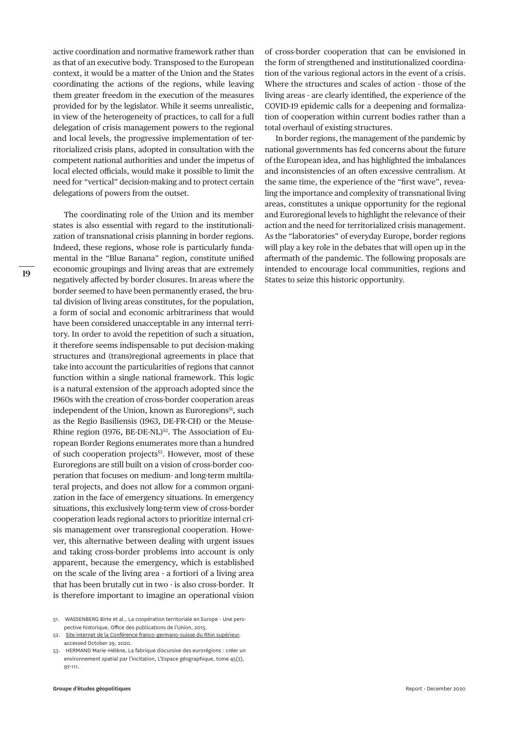active coordination and normative framework rather than as that of an executive body. Transposed to the European context, it would be a matter of the Union and the States coordinating the actions of the regions, while leaving them greater freedom in the execution of the measures provided for by the legislator. While it seems unrealistic, in view of the heterogeneity of practices, to call for a full delegation of crisis management powers to the regional and local levels, the progressive implementation of territorialized crisis plans, adopted in consultation with the competent national authorities and under the impetus of local elected officials, would make it possible to limit the need for "vertical" decision-making and to protect certain delegations of powers from the outset.

The coordinating role of the Union and its member states is also essential with regard to the institutionalization of transnational crisis planning in border regions. Indeed, these regions, whose role is particularly fundamental in the "Blue Banana" region, constitute unified economic groupings and living areas that are extremely negatively affected by border closures. In areas where the border seemed to have been permanently erased, the brutal division of living areas constitutes, for the population, a form of social and economic arbitrariness that would have been considered unacceptable in any internal territory. In order to avoid the repetition of such a situation, it therefore seems indispensable to put decision-making structures and (trans)regional agreements in place that take into account the particularities of regions that cannot function within a single national framework. This logic is a natural extension of the approach adopted since the 1960s with the creation of cross-border cooperation areas independent of the Union, known as Euroregions[51], such as the Regio Basiliensis (1963, DE-FR-CH) or the Meuse-Rhine region (1976, BE-DE-NL)[52]. The Association of European Border Regions enumerates more than a hundred of such cooperation projects[53]. However, most of these Euroregions are still built on a vision of cross-border cooperation that focuses on medium- and long-term multilateral projects, and does not allow for a common organization in the face of emergency situations. In emergency situations, this exclusively long-term view of cross-border cooperation leads regional actors to prioritize internal crisis management over transregional cooperation. However, this alternative between dealing with urgent issues and taking cross-border problems into account is only apparent, because the emergency, which is established on the scale of the living area - a fortiori of a living area that has been brutally cut in two - is also cross-border. It is therefore important to imagine an operational vision of cross-border cooperation that can be envisioned in the form of strengthened and institutionalized coordination of the various regional actors in the event of a crisis. Where the structures and scales of action - those of the living areas - are clearly identified, the experience of the COVID-19 epidemic calls for a deepening and formalization of cooperation within current bodies rather than a total overhaul of existing structures.

In border regions, the management of the pandemic by national governments has fed concerns about the future of the European idea, and has highlighted the imbalances and inconsistencies of an often excessive centralism. At the same time, the experience of the "first wave", revealing the importance and complexity of transnational living areas, constitutes a unique opportunity for the regional and Euroregional levels to highlight the relevance of their action and the need for territorialized crisis management. As the "laboratories" of everyday Europe, border regions will play a key role in the debates that will open up in the aftermath of the pandemic. The following proposals are intended to encourage local communities, regions and States to seize this historic opportunity.

51. WASSENBERG Birte et al., La coopération territoriale en Europe - Une perspective historique, Office des publications de l'Union, 2015.
52. Site internet de la Conférence franco-germano-suisse du Rhin supérieur, accessed October 29, 2020.
53. HERMAND Marie-Hélène, La fabrique discursive des eurorégions : créer un environnement spatial par l'incitation, L'Espace géographique, tome 45(2), 97-111.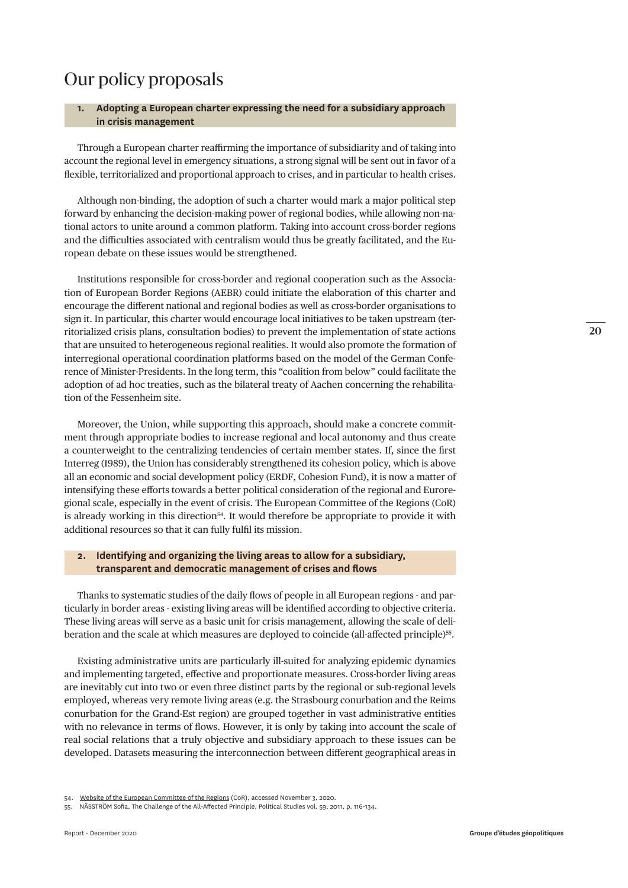# Our policy proposals

### 1. Adopting a European charter expressing the need for a subsidiary approach in crisis management

Through a European charter reaffirming the importance of subsidiarity and of taking into account the regional level in emergency situations, a strong signal will be sent out in favor of a flexible, territorialized and proportional approach to crises, and in particular to health crises.

Although non-binding, the adoption of such a charter would mark a major political step forward by enhancing the decision-making power of regional bodies, while allowing non-national actors to unite around a common platform. Taking into account cross-border regions and the difficulties associated with centralism would thus be greatly facilitated, and the European debate on these issues would be strengthened.

Institutions responsible for cross-border and regional cooperation such as the Association of European Border Regions (AEBR) could initiate the elaboration of this charter and encourage the different national and regional bodies as well as cross-border organisations to sign it. In particular, this charter would encourage local initiatives to be taken upstream (territorialized crisis plans, consultation bodies) to prevent the implementation of state actions that are unsuited to heterogeneous regional realities. It would also promote the formation of interregional operational coordination platforms based on the model of the German Conference of Minister-Presidents. In the long term, this "coalition from below" could facilitate the adoption of ad hoc treaties, such as the bilateral treaty of Aachen concerning the rehabilitation of the Fessenheim site.

Moreover, the Union, while supporting this approach, should make a concrete commitment through appropriate bodies to increase regional and local autonomy and thus create a counterweight to the centralizing tendencies of certain member states. If, since the first Interreg (1989), the Union has considerably strengthened its cohesion policy, which is above all an economic and social development policy (ERDF, Cohesion Fund), it is now a matter of intensifying these efforts towards a better political consideration of the regional and Euroregional scale, especially in the event of crisis. The European Committee of the Regions (CoR) is already working in this direction[54]. It would therefore be appropriate to provide it with additional resources so that it can fully fulfil its mission.

### 2. Identifying and organizing the living areas to allow for a subsidiary, transparent and democratic management of crises and flows

Thanks to systematic studies of the daily flows of people in all European regions - and particularly in border areas - existing living areas will be identified according to objective criteria. These living areas will serve as a basic unit for crisis management, allowing the scale of deliberation and the scale at which measures are deployed to coincide (all-affected principle)[55].

Existing administrative units are particularly ill-suited for analyzing epidemic dynamics and implementing targeted, effective and proportionate measures. Cross-border living areas are inevitably cut into two or even three distinct parts by the regional or sub-regional levels employed, whereas very remote living areas (e.g. the Strasbourg conurbation and the Reims conurbation for the Grand-Est region) are grouped together in vast administrative entities with no relevance in terms of flows. However, it is only by taking into account the scale of real social relations that a truly objective and subsidiary approach to these issues can be developed. Datasets measuring the interconnection between different geographical areas in

54. Website of the European Committee of the Regions (CoR), accessed November 3, 2020.
55. NÄSSTRÖM Sofia, The Challenge of the All-Affected Principle, Political Studies vol. 59, 2011, p. 116-134.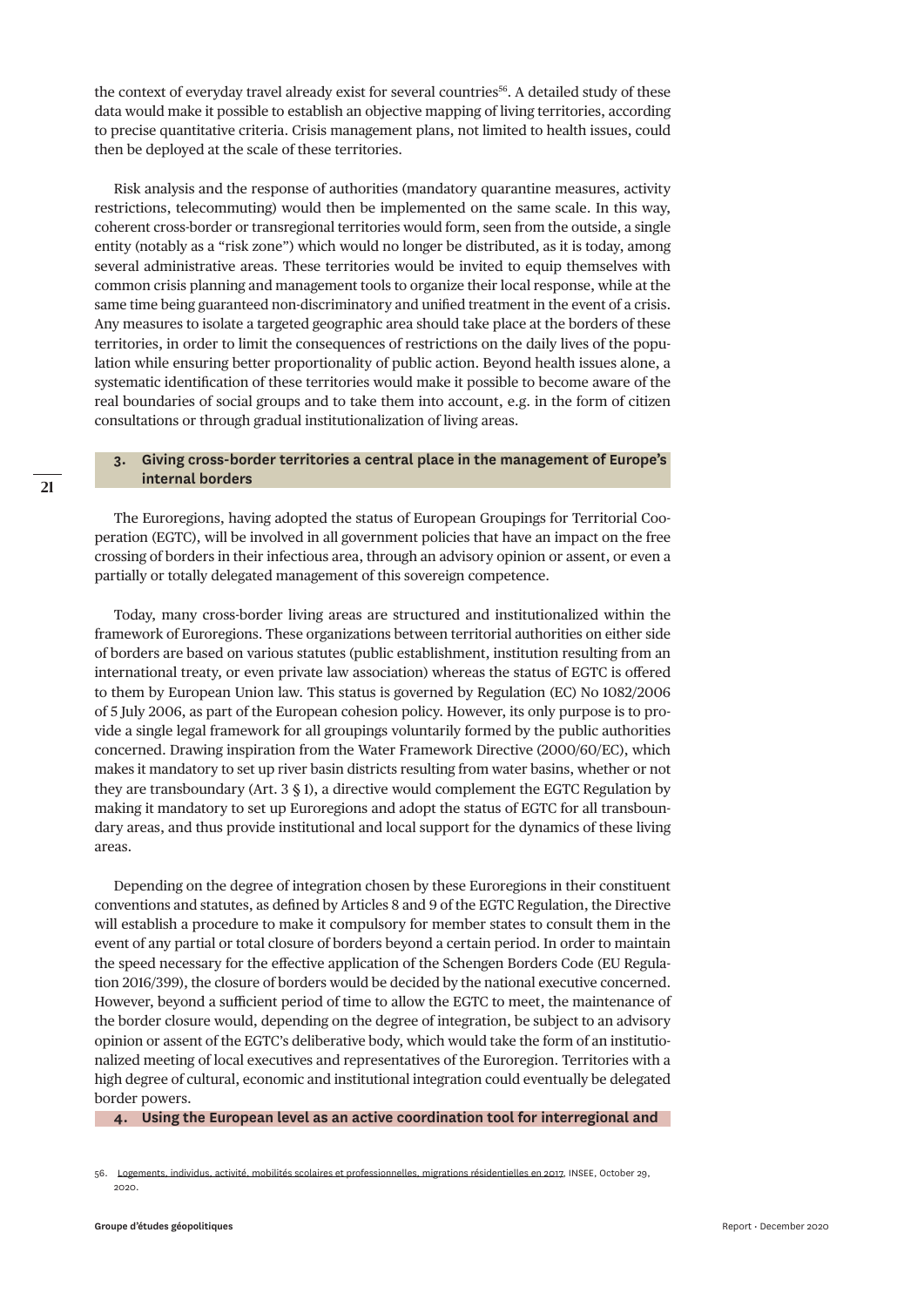the context of everyday travel already exist for several countries[56]. A detailed study of these data would make it possible to establish an objective mapping of living territories, according to precise quantitative criteria. Crisis management plans, not limited to health issues, could then be deployed at the scale of these territories.

Risk analysis and the response of authorities (mandatory quarantine measures, activity restrictions, telecommuting) would then be implemented on the same scale. In this way, coherent cross-border or transregional territories would form, seen from the outside, a single entity (notably as a "risk zone") which would no longer be distributed, as it is today, among several administrative areas. These territories would be invited to equip themselves with common crisis planning and management tools to organize their local response, while at the same time being guaranteed non-discriminatory and unified treatment in the event of a crisis. Any measures to isolate a targeted geographic area should take place at the borders of these territories, in order to limit the consequences of restrictions on the daily lives of the population while ensuring better proportionality of public action. Beyond health issues alone, a systematic identification of these territories would make it possible to become aware of the real boundaries of social groups and to take them into account, e.g. in the form of citizen consultations or through gradual institutionalization of living areas.

### 3. Giving cross-border territories a central place in the management of Europe's internal borders

The Euroregions, having adopted the status of European Groupings for Territorial Cooperation (EGTC), will be involved in all government policies that have an impact on the free crossing of borders in their infectious area, through an advisory opinion or assent, or even a partially or totally delegated management of this sovereign competence.

Today, many cross-border living areas are structured and institutionalized within the framework of Euroregions. These organizations between territorial authorities on either side of borders are based on various statutes (public establishment, institution resulting from an international treaty, or even private law association) whereas the status of EGTC is offered to them by European Union law. This status is governed by Regulation (EC) No 1082/2006 of 5 July 2006, as part of the European cohesion policy. However, its only purpose is to provide a single legal framework for all groupings voluntarily formed by the public authorities concerned. Drawing inspiration from the Water Framework Directive (2000/60/EC), which makes it mandatory to set up river basin districts resulting from water basins, whether or not they are transboundary (Art. 3 § 1), a directive would complement the EGTC Regulation by making it mandatory to set up Euroregions and adopt the status of EGTC for all transboundary areas, and thus provide institutional and local support for the dynamics of these living areas.

Depending on the degree of integration chosen by these Euroregions in their constituent conventions and statutes, as defined by Articles 8 and 9 of the EGTC Regulation, the Directive will establish a procedure to make it compulsory for member states to consult them in the event of any partial or total closure of borders beyond a certain period. In order to maintain the speed necessary for the effective application of the Schengen Borders Code (EU Regulation 2016/399), the closure of borders would be decided by the national executive concerned. However, beyond a sufficient period of time to allow the EGTC to meet, the maintenance of the border closure would, depending on the degree of integration, be subject to an advisory opinion or assent of the EGTC's deliberative body, which would take the form of an institutionalized meeting of local executives and representatives of the Euroregion. Territories with a high degree of cultural, economic and institutional integration could eventually be delegated border powers.

### 4. Using the European level as an active coordination tool for interregional and

56. Logements, individus, activité, mobilités scolaires et professionnelles, migrations résidentielles en 2017, INSEE, October 29, 2020.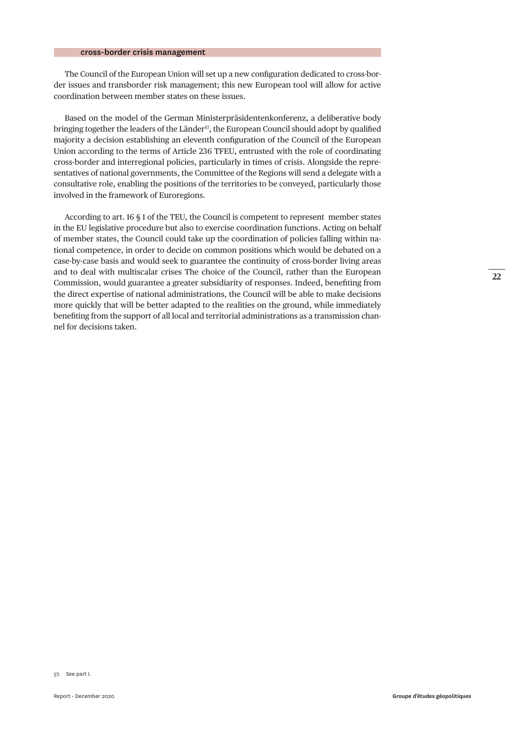### cross-border crisis management

The Council of the European Union will set up a new configuration dedicated to cross-border issues and transborder risk management; this new European tool will allow for active coordination between member states on these issues.

Based on the model of the German Ministerpräsidentenkonferenz, a deliberative body bringing together the leaders of the Länder[57], the European Council should adopt by qualified majority a decision establishing an eleventh configuration of the Council of the European Union according to the terms of Article 236 TFEU, entrusted with the role of coordinating cross-border and interregional policies, particularly in times of crisis. Alongside the representatives of national governments, the Committee of the Regions will send a delegate with a consultative role, enabling the positions of the territories to be conveyed, particularly those involved in the framework of Euroregions.

According to art. 16 § 1 of the TEU, the Council is competent to represent member states in the EU legislative procedure but also to exercise coordination functions. Acting on behalf of member states, the Council could take up the coordination of policies falling within national competence, in order to decide on common positions which would be debated on a case-by-case basis and would seek to guarantee the continuity of cross-border living areas and to deal with multiscalar crises The choice of the Council, rather than the European Commission, would guarantee a greater subsidiarity of responses. Indeed, benefiting from the direct expertise of national administrations, the Council will be able to make decisions more quickly that will be better adapted to the realities on the ground, while immediately benefiting from the support of all local and territorial administrations as a transmission channel for decisions taken.

57. See part I.